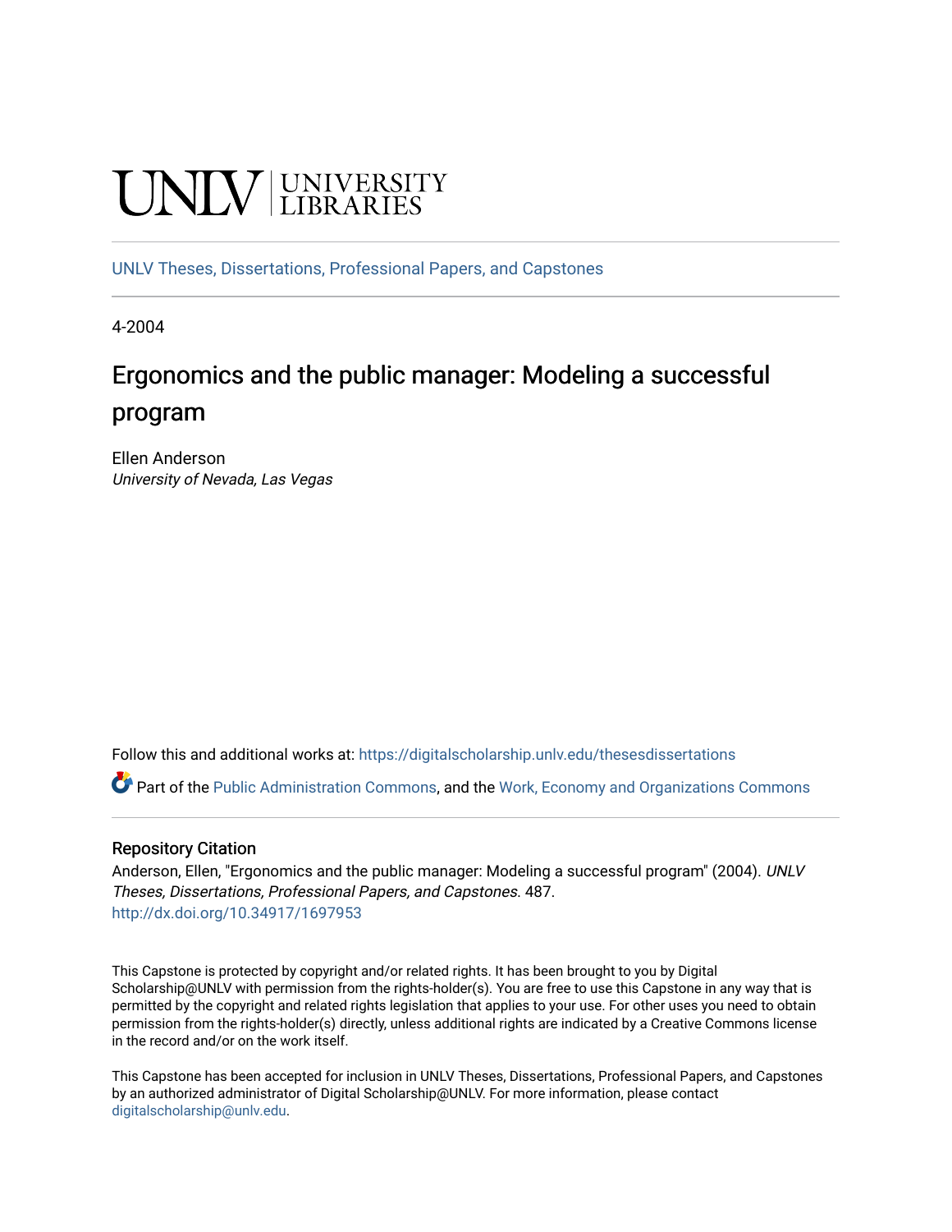UNLV | UNIVERSITY LIBRARIES

UNLV Theses, Dissertations, Professional Papers, and Capstones

4-2004

# Ergonomics and the public manager: Modeling a successful program

Ellen Anderson
*University of Nevada, Las Vegas*

Follow this and additional works at: https://digitalscholarship.unlv.edu/thesesdissertations

Part of the Public Administration Commons, and the Work, Economy and Organizations Commons

## Repository Citation

Anderson, Ellen, "Ergonomics and the public manager: Modeling a successful program" (2004). *UNLV Theses, Dissertations, Professional Papers, and Capstones*. 487.
http://dx.doi.org/10.34917/1697953

This Capstone is protected by copyright and/or related rights. It has been brought to you by Digital Scholarship@UNLV with permission from the rights-holder(s). You are free to use this Capstone in any way that is permitted by the copyright and related rights legislation that applies to your use. For other uses you need to obtain permission from the rights-holder(s) directly, unless additional rights are indicated by a Creative Commons license in the record and/or on the work itself.

This Capstone has been accepted for inclusion in UNLV Theses, Dissertations, Professional Papers, and Capstones by an authorized administrator of Digital Scholarship@UNLV. For more information, please contact digitalscholarship@unlv.edu.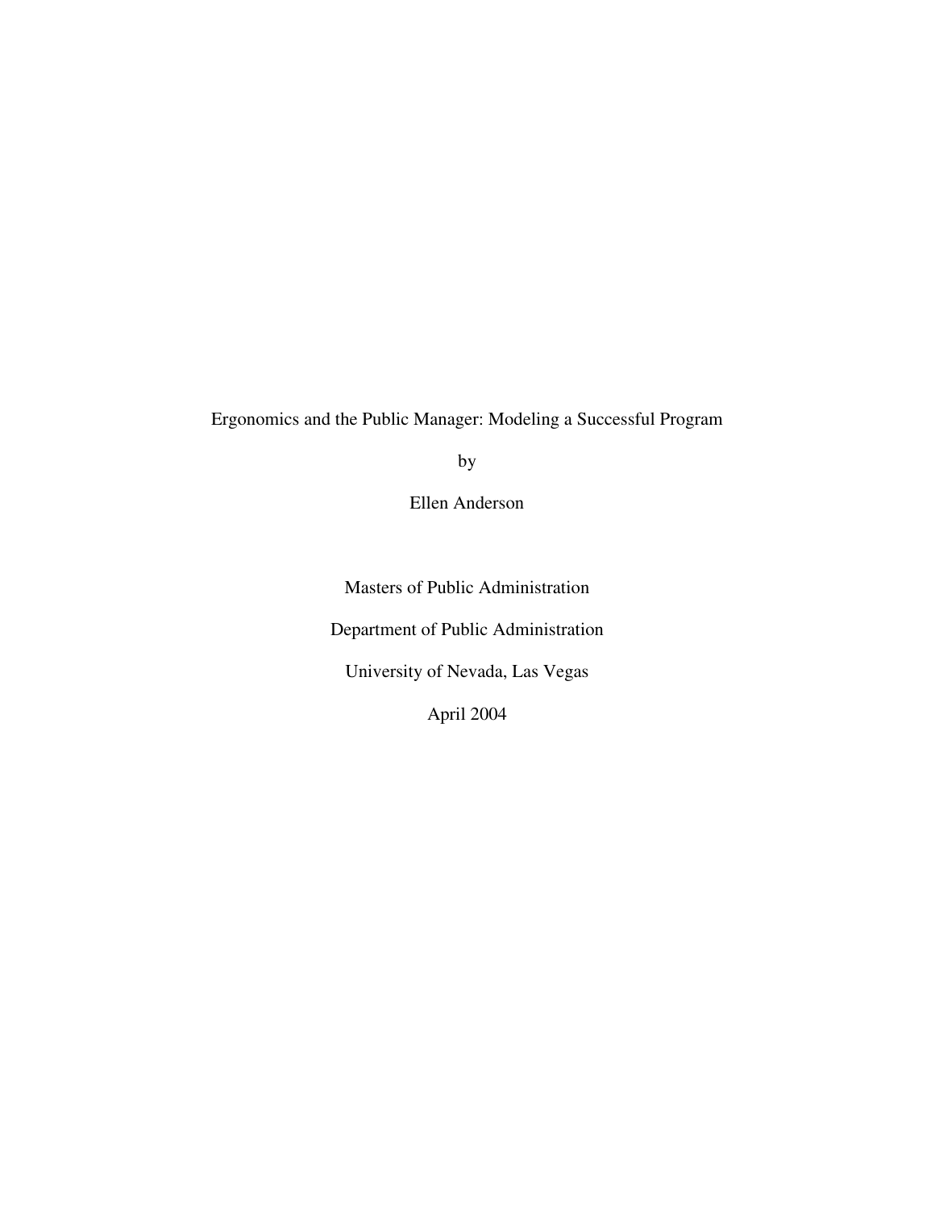# Ergonomics and the Public Manager: Modeling a Successful Program

by

Ellen Anderson

Masters of Public Administration

Department of Public Administration

University of Nevada, Las Vegas

April 2004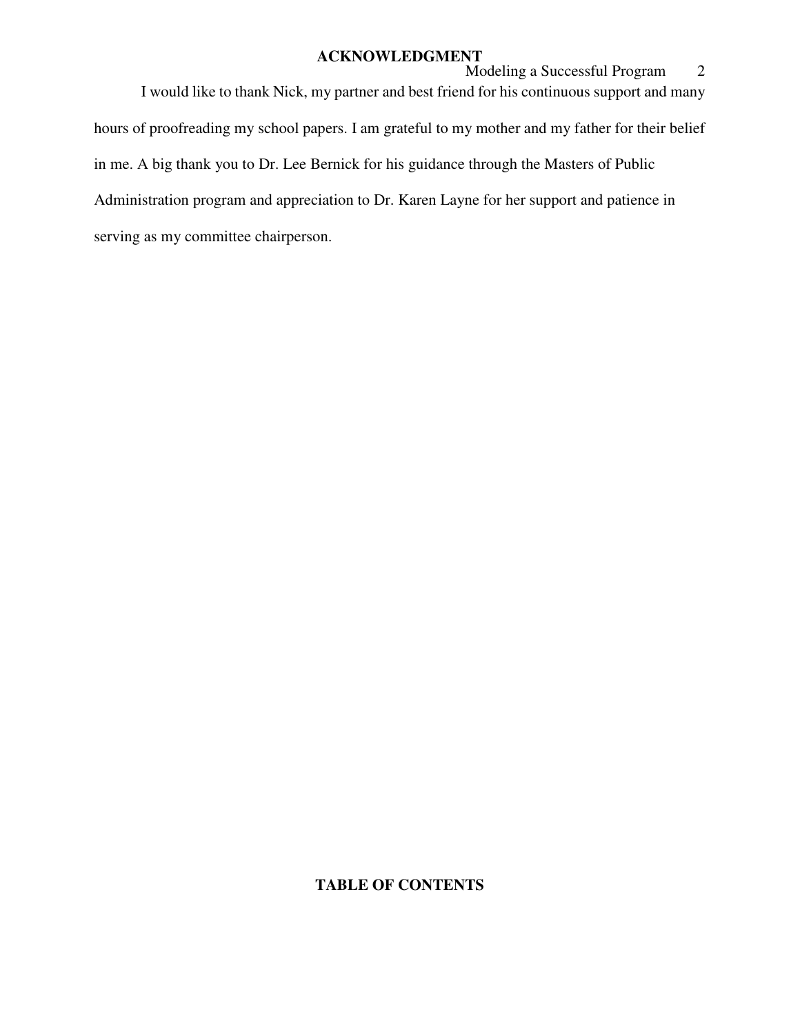## ACKNOWLEDGMENT

I would like to thank Nick, my partner and best friend for his continuous support and many hours of proofreading my school papers. I am grateful to my mother and my father for their belief in me. A big thank you to Dr. Lee Bernick for his guidance through the Masters of Public Administration program and appreciation to Dr. Karen Layne for her support and patience in serving as my committee chairperson.

## TABLE OF CONTENTS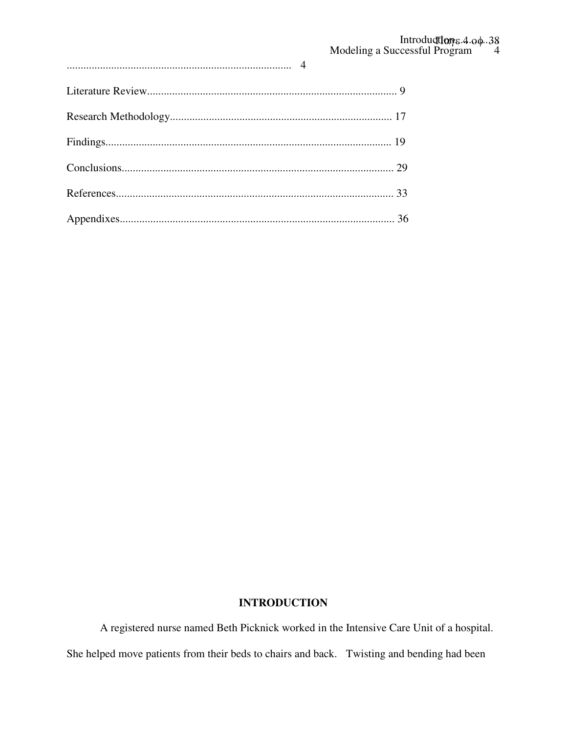Introduction .... 4

Modeling a Successful Program .... 4

Literature Review.......................................................................................... 9

Research Methodology................................................................................ 17

Findings....................................................................................................... 19

Conclusions.................................................................................................. 29

References.................................................................................................... 33

Appendixes................................................................................................... 36

**INTRODUCTION**

A registered nurse named Beth Picknick worked in the Intensive Care Unit of a hospital. She helped move patients from their beds to chairs and back. Twisting and bending had been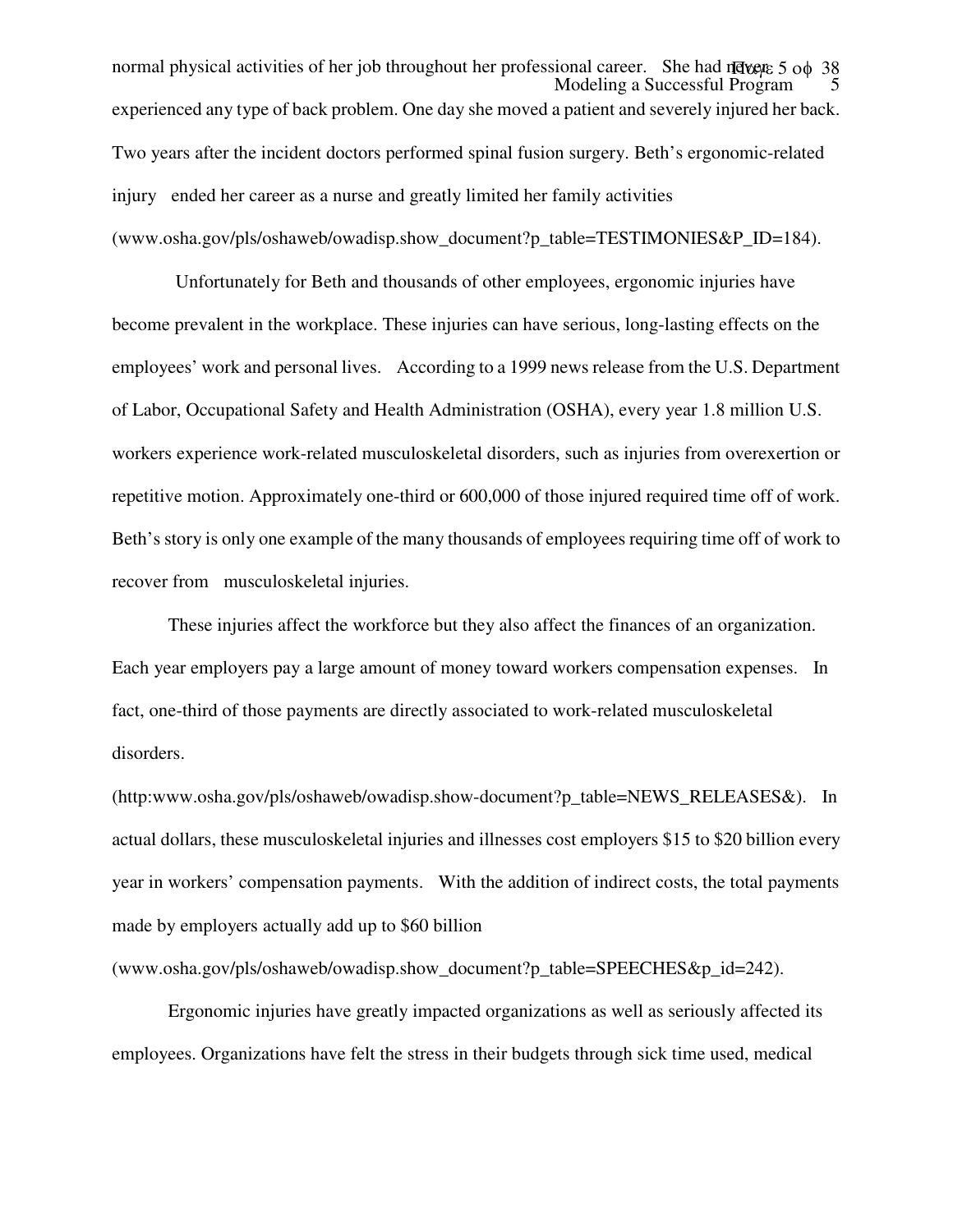normal physical activities of her job throughout her professional career. She had never experienced any type of back problem. One day she moved a patient and severely injured her back. Two years after the incident doctors performed spinal fusion surgery. Beth's ergonomic-related injury ended her career as a nurse and greatly limited her family activities (www.osha.gov/pls/oshaweb/owadisp.show_document?p_table=TESTIMONIES&P_ID=184).

Unfortunately for Beth and thousands of other employees, ergonomic injuries have become prevalent in the workplace. These injuries can have serious, long-lasting effects on the employees' work and personal lives. According to a 1999 news release from the U.S. Department of Labor, Occupational Safety and Health Administration (OSHA), every year 1.8 million U.S. workers experience work-related musculoskeletal disorders, such as injuries from overexertion or repetitive motion. Approximately one-third or 600,000 of those injured required time off of work. Beth's story is only one example of the many thousands of employees requiring time off of work to recover from musculoskeletal injuries.

These injuries affect the workforce but they also affect the finances of an organization. Each year employers pay a large amount of money toward workers compensation expenses. In fact, one-third of those payments are directly associated to work-related musculoskeletal disorders.

(http:www.osha.gov/pls/oshaweb/owadisp.show-document?p_table=NEWS_RELEASES&). In actual dollars, these musculoskeletal injuries and illnesses cost employers $15 to $20 billion every year in workers' compensation payments. With the addition of indirect costs, the total payments made by employers actually add up to $60 billion (www.osha.gov/pls/oshaweb/owadisp.show_document?p_table=SPEECHES&p_id=242).

Ergonomic injuries have greatly impacted organizations as well as seriously affected its employees. Organizations have felt the stress in their budgets through sick time used, medical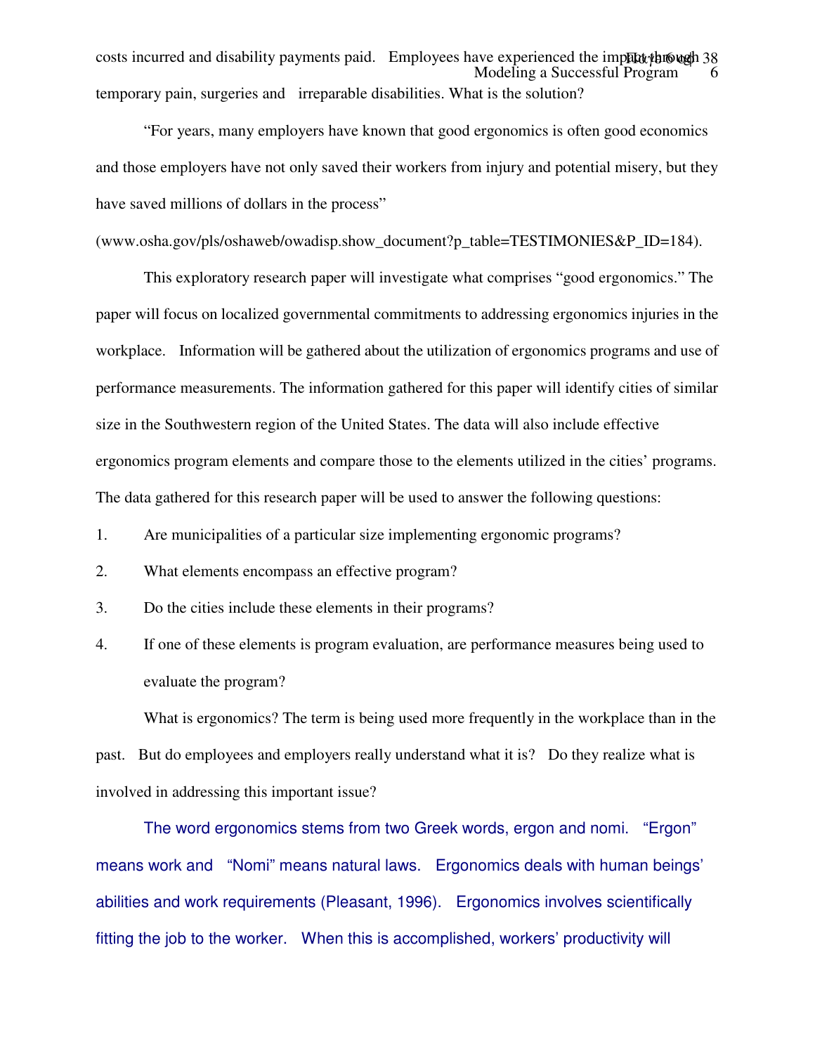costs incurred and disability payments paid. Employees have experienced the impact through temporary pain, surgeries and irreparable disabilities. What is the solution?

"For years, many employers have known that good ergonomics is often good economics and those employers have not only saved their workers from injury and potential misery, but they have saved millions of dollars in the process" (www.osha.gov/pls/oshaweb/owadisp.show_document?p_table=TESTIMONIES&P_ID=184).

This exploratory research paper will investigate what comprises "good ergonomics." The paper will focus on localized governmental commitments to addressing ergonomics injuries in the workplace. Information will be gathered about the utilization of ergonomics programs and use of performance measurements. The information gathered for this paper will identify cities of similar size in the Southwestern region of the United States. The data will also include effective ergonomics program elements and compare those to the elements utilized in the cities' programs. The data gathered for this research paper will be used to answer the following questions:

1. Are municipalities of a particular size implementing ergonomic programs?
2. What elements encompass an effective program?
3. Do the cities include these elements in their programs?
4. If one of these elements is program evaluation, are performance measures being used to evaluate the program?

What is ergonomics? The term is being used more frequently in the workplace than in the past. But do employees and employers really understand what it is? Do they realize what is involved in addressing this important issue?

The word ergonomics stems from two Greek words, ergon and nomi. "Ergon" means work and "Nomi" means natural laws. Ergonomics deals with human beings' abilities and work requirements (Pleasant, 1996). Ergonomics involves scientifically fitting the job to the worker. When this is accomplished, workers' productivity will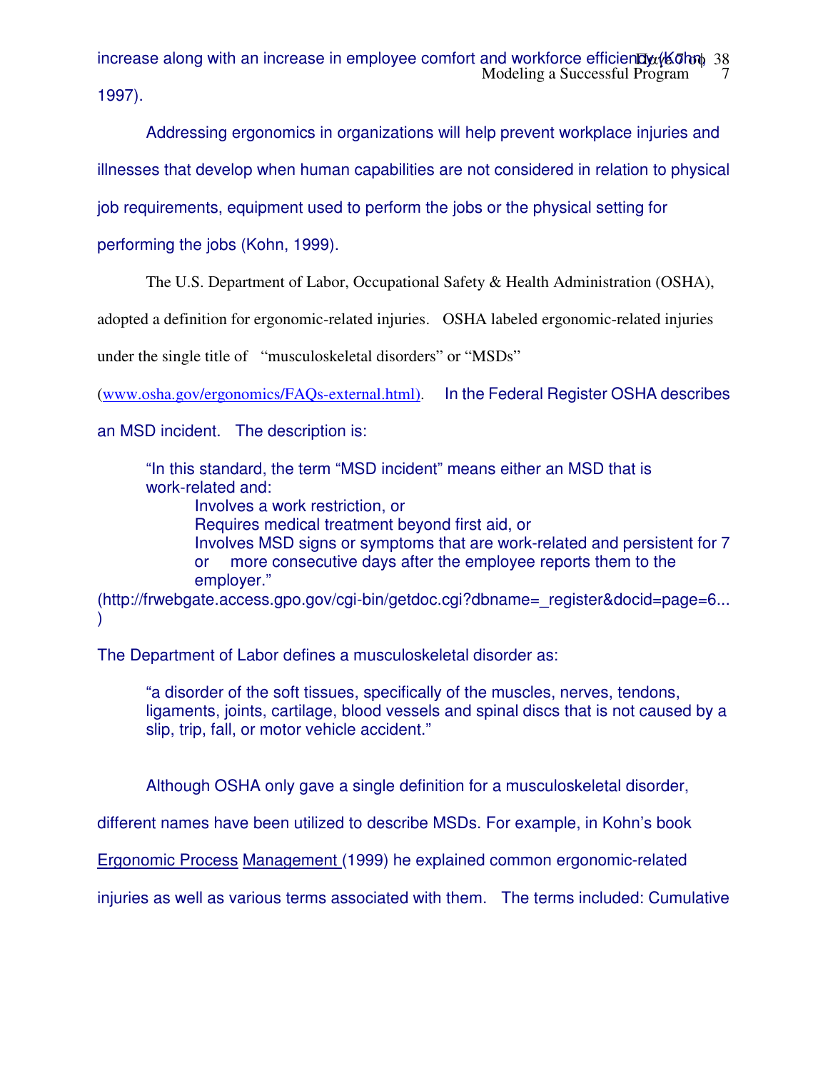increase along with an increase in employee comfort and workforce efficiency (Kohn, 1997).

Addressing ergonomics in organizations will help prevent workplace injuries and illnesses that develop when human capabilities are not considered in relation to physical job requirements, equipment used to perform the jobs or the physical setting for performing the jobs (Kohn, 1999).

The U.S. Department of Labor, Occupational Safety & Health Administration (OSHA), adopted a definition for ergonomic-related injuries. OSHA labeled ergonomic-related injuries under the single title of "musculoskeletal disorders" or "MSDs" (www.osha.gov/ergonomics/FAQs-external.html). In the Federal Register OSHA describes an MSD incident. The description is:

> "In this standard, the term "MSD incident" means either an MSD that is work-related and:
>
> Involves a work restriction, or
>
> Requires medical treatment beyond first aid, or
>
> Involves MSD signs or symptoms that are work-related and persistent for 7 or more consecutive days after the employee reports them to the employer."

(http://frwebgate.access.gpo.gov/cgi-bin/getdoc.cgi?dbname=_register&docid=page=6...)

The Department of Labor defines a musculoskeletal disorder as:

> "a disorder of the soft tissues, specifically of the muscles, nerves, tendons, ligaments, joints, cartilage, blood vessels and spinal discs that is not caused by a slip, trip, fall, or motor vehicle accident."

Although OSHA only gave a single definition for a musculoskeletal disorder, different names have been utilized to describe MSDs. For example, in Kohn's book Ergonomic Process Management (1999) he explained common ergonomic-related injuries as well as various terms associated with them. The terms included: Cumulative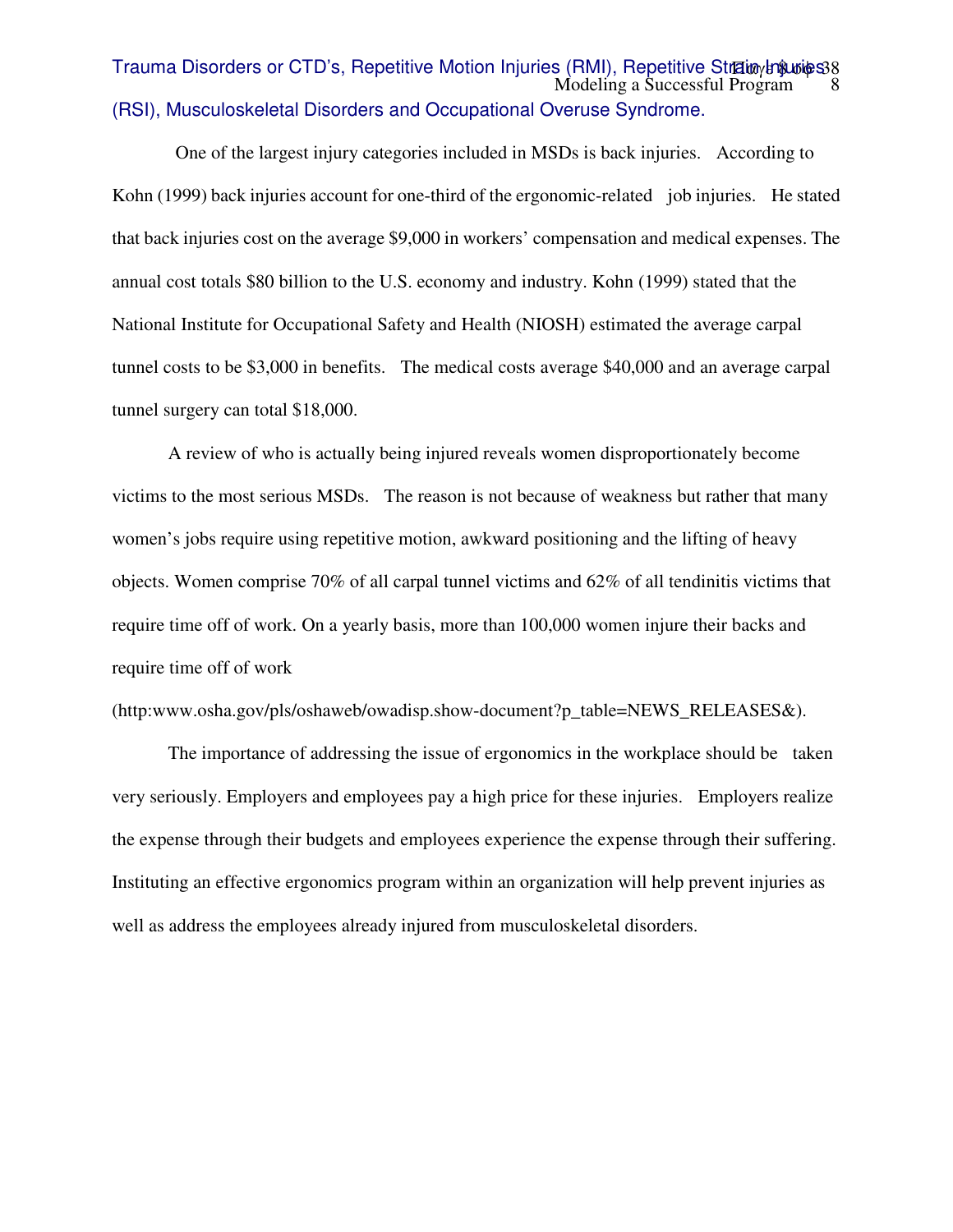Trauma Disorders or CTD's, Repetitive Motion Injuries (RMI), Repetitive Strain Injuries (RSI), Musculoskeletal Disorders and Occupational Overuse Syndrome.

One of the largest injury categories included in MSDs is back injuries. According to Kohn (1999) back injuries account for one-third of the ergonomic-related job injuries. He stated that back injuries cost on the average $9,000 in workers' compensation and medical expenses. The annual cost totals $80 billion to the U.S. economy and industry. Kohn (1999) stated that the National Institute for Occupational Safety and Health (NIOSH) estimated the average carpal tunnel costs to be $3,000 in benefits. The medical costs average $40,000 and an average carpal tunnel surgery can total $18,000.

A review of who is actually being injured reveals women disproportionately become victims to the most serious MSDs. The reason is not because of weakness but rather that many women's jobs require using repetitive motion, awkward positioning and the lifting of heavy objects. Women comprise 70% of all carpal tunnel victims and 62% of all tendinitis victims that require time off of work. On a yearly basis, more than 100,000 women injure their backs and require time off of work (http:www.osha.gov/pls/oshaweb/owadisp.show-document?p_table=NEWS_RELEASES&).

The importance of addressing the issue of ergonomics in the workplace should be taken very seriously. Employers and employees pay a high price for these injuries. Employers realize the expense through their budgets and employees experience the expense through their suffering. Instituting an effective ergonomics program within an organization will help prevent injuries as well as address the employees already injured from musculoskeletal disorders.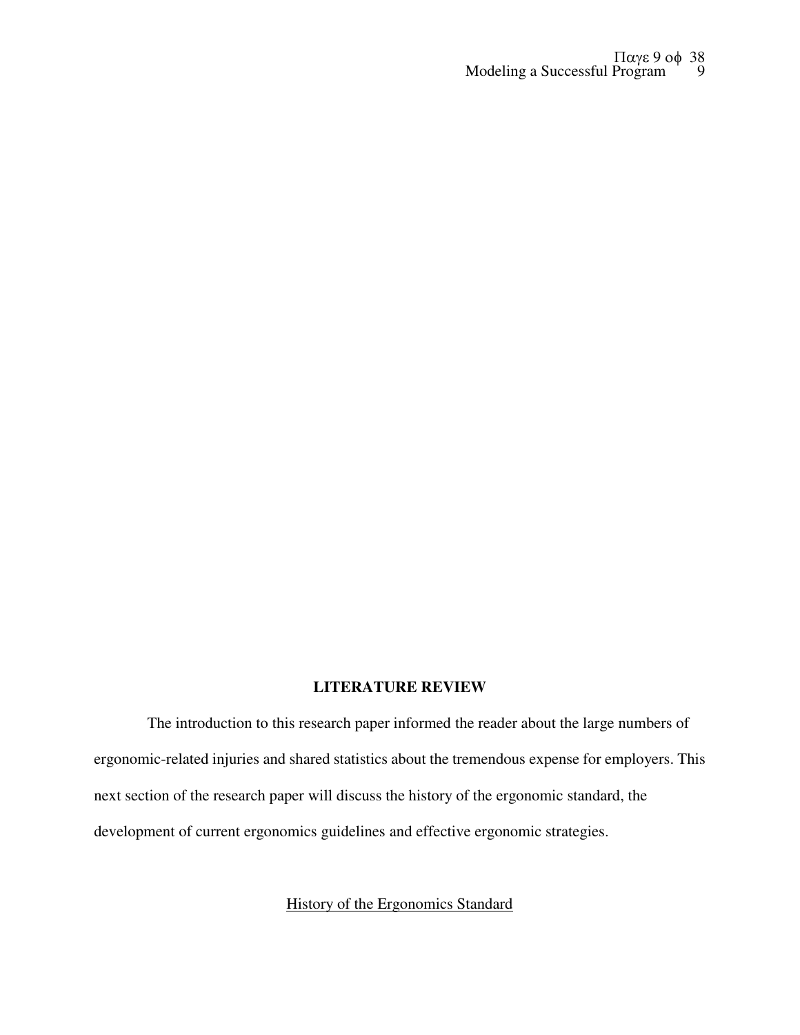# LITERATURE REVIEW

The introduction to this research paper informed the reader about the large numbers of ergonomic-related injuries and shared statistics about the tremendous expense for employers. This next section of the research paper will discuss the history of the ergonomic standard, the development of current ergonomics guidelines and effective ergonomic strategies.

## History of the Ergonomics Standard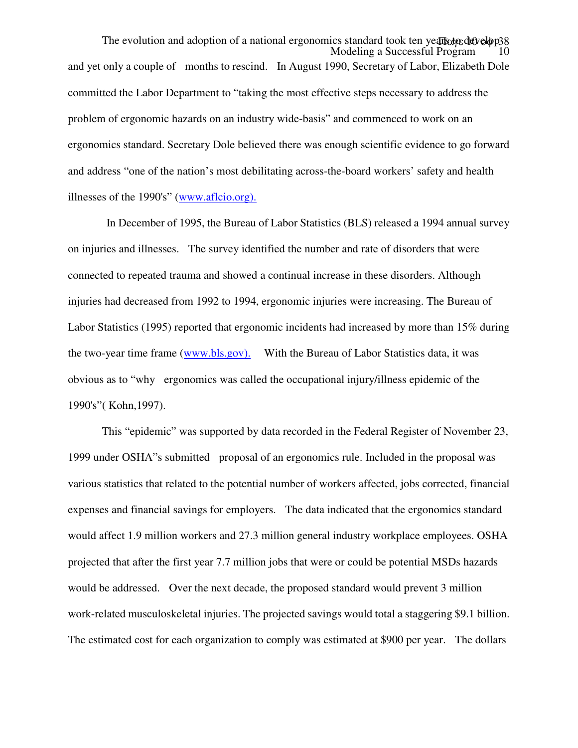The evolution and adoption of a national ergonomics standard took ten years to develop and yet only a couple of months to rescind. In August 1990, Secretary of Labor, Elizabeth Dole committed the Labor Department to "taking the most effective steps necessary to address the problem of ergonomic hazards on an industry wide-basis" and commenced to work on an ergonomics standard. Secretary Dole believed there was enough scientific evidence to go forward and address "one of the nation's most debilitating across-the-board workers' safety and health illnesses of the 1990's" (www.aflcio.org).

In December of 1995, the Bureau of Labor Statistics (BLS) released a 1994 annual survey on injuries and illnesses. The survey identified the number and rate of disorders that were connected to repeated trauma and showed a continual increase in these disorders. Although injuries had decreased from 1992 to 1994, ergonomic injuries were increasing. The Bureau of Labor Statistics (1995) reported that ergonomic incidents had increased by more than 15% during the two-year time frame (www.bls.gov). With the Bureau of Labor Statistics data, it was obvious as to "why ergonomics was called the occupational injury/illness epidemic of the 1990's"( Kohn,1997).

This "epidemic" was supported by data recorded in the Federal Register of November 23, 1999 under OSHA"s submitted proposal of an ergonomics rule. Included in the proposal was various statistics that related to the potential number of workers affected, jobs corrected, financial expenses and financial savings for employers. The data indicated that the ergonomics standard would affect 1.9 million workers and 27.3 million general industry workplace employees. OSHA projected that after the first year 7.7 million jobs that were or could be potential MSDs hazards would be addressed. Over the next decade, the proposed standard would prevent 3 million work-related musculoskeletal injuries. The projected savings would total a staggering $9.1 billion. The estimated cost for each organization to comply was estimated at $900 per year. The dollars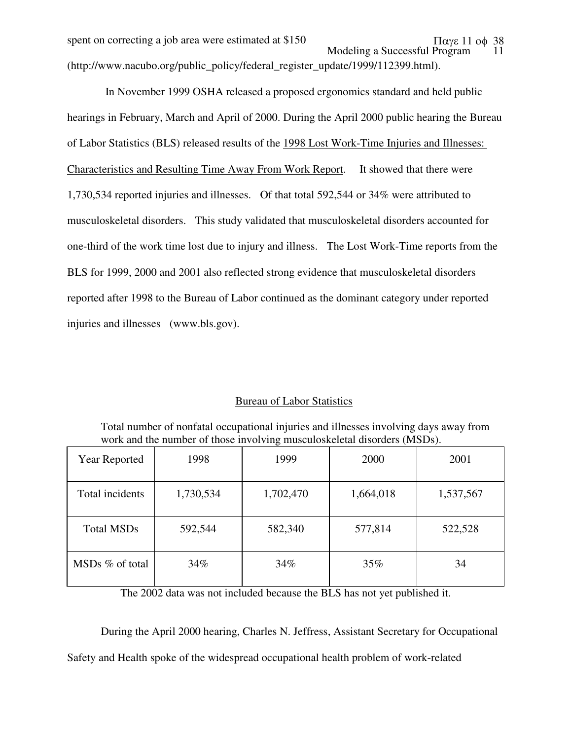spent on correcting a job area were estimated at $150 (http://www.nacubo.org/public_policy/federal_register_update/1999/112399.html).

In November 1999 OSHA released a proposed ergonomics standard and held public hearings in February, March and April of 2000. During the April 2000 public hearing the Bureau of Labor Statistics (BLS) released results of the 1998 Lost Work-Time Injuries and Illnesses: Characteristics and Resulting Time Away From Work Report. It showed that there were 1,730,534 reported injuries and illnesses. Of that total 592,544 or 34% were attributed to musculoskeletal disorders. This study validated that musculoskeletal disorders accounted for one-third of the work time lost due to injury and illness. The Lost Work-Time reports from the BLS for 1999, 2000 and 2001 also reflected strong evidence that musculoskeletal disorders reported after 1998 to the Bureau of Labor continued as the dominant category under reported injuries and illnesses (www.bls.gov).

Bureau of Labor Statistics

Total number of nonfatal occupational injuries and illnesses involving days away from work and the number of those involving musculoskeletal disorders (MSDs).

| Year Reported | 1998 | 1999 | 2000 | 2001 |
|---|---|---|---|---|
| Total incidents | 1,730,534 | 1,702,470 | 1,664,018 | 1,537,567 |
| Total MSDs | 592,544 | 582,340 | 577,814 | 522,528 |
| MSDs % of total | 34% | 34% | 35% | 34 |

The 2002 data was not included because the BLS has not yet published it.

During the April 2000 hearing, Charles N. Jeffress, Assistant Secretary for Occupational Safety and Health spoke of the widespread occupational health problem of work-related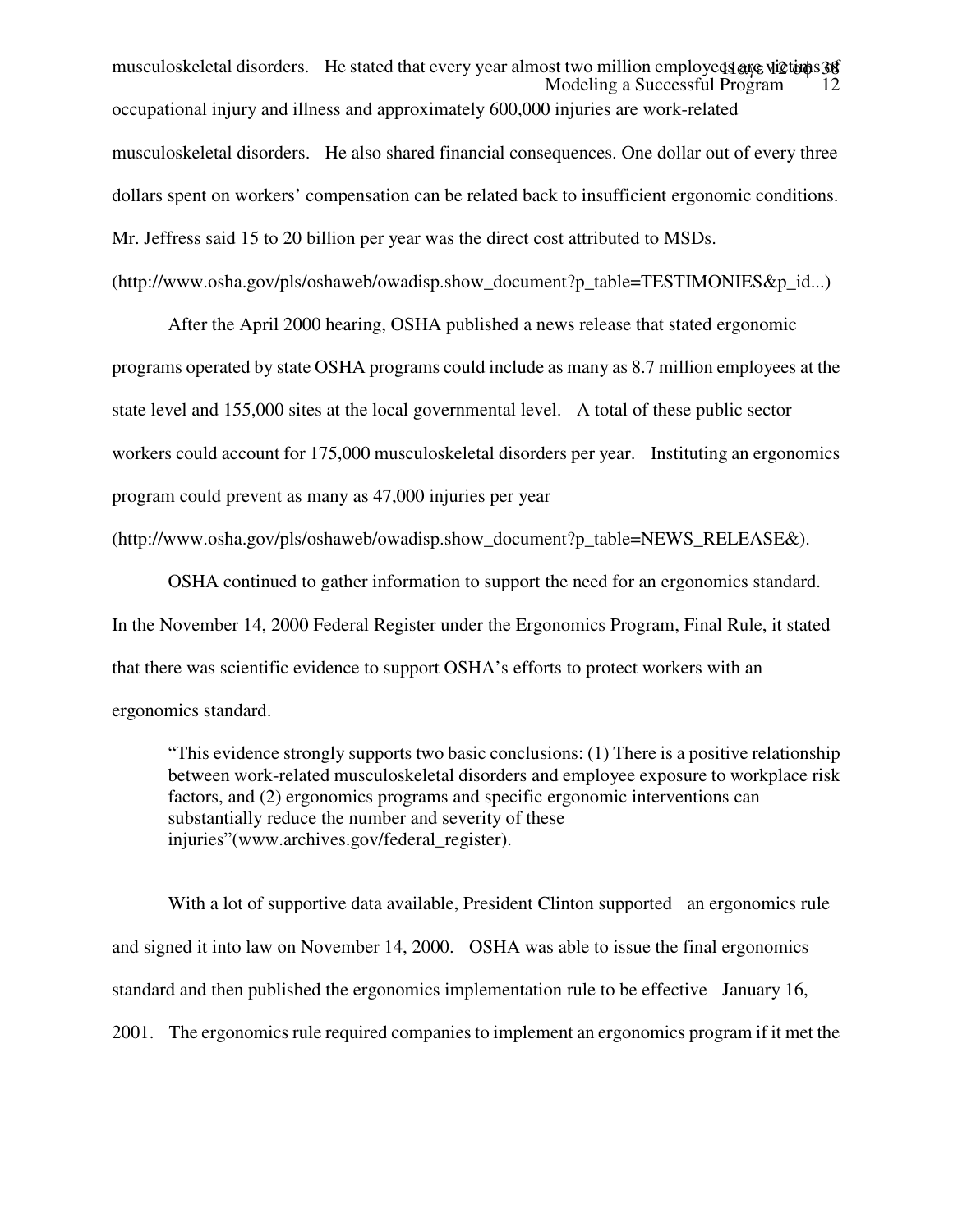musculoskeletal disorders. He stated that every year almost two million employees are victims of occupational injury and illness and approximately 600,000 injuries are work-related musculoskeletal disorders. He also shared financial consequences. One dollar out of every three dollars spent on workers' compensation can be related back to insufficient ergonomic conditions. Mr. Jeffress said 15 to 20 billion per year was the direct cost attributed to MSDs. (http://www.osha.gov/pls/oshaweb/owadisp.show_document?p_table=TESTIMONIES&p_id...)

After the April 2000 hearing, OSHA published a news release that stated ergonomic programs operated by state OSHA programs could include as many as 8.7 million employees at the state level and 155,000 sites at the local governmental level. A total of these public sector workers could account for 175,000 musculoskeletal disorders per year. Instituting an ergonomics program could prevent as many as 47,000 injuries per year (http://www.osha.gov/pls/oshaweb/owadisp.show_document?p_table=NEWS_RELEASE&).

OSHA continued to gather information to support the need for an ergonomics standard. In the November 14, 2000 Federal Register under the Ergonomics Program, Final Rule, it stated that there was scientific evidence to support OSHA's efforts to protect workers with an ergonomics standard.

> "This evidence strongly supports two basic conclusions: (1) There is a positive relationship between work-related musculoskeletal disorders and employee exposure to workplace risk factors, and (2) ergonomics programs and specific ergonomic interventions can substantially reduce the number and severity of these injuries"(www.archives.gov/federal_register).

With a lot of supportive data available, President Clinton supported an ergonomics rule and signed it into law on November 14, 2000. OSHA was able to issue the final ergonomics standard and then published the ergonomics implementation rule to be effective January 16, 2001. The ergonomics rule required companies to implement an ergonomics program if it met the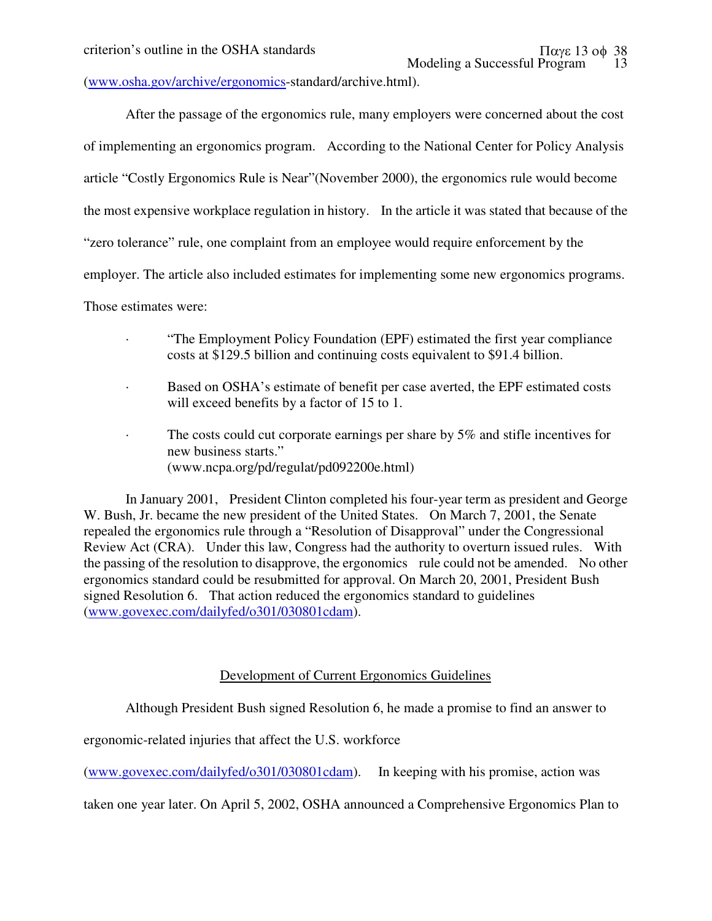criterion's outline in the OSHA standards

(www.osha.gov/archive/ergonomics-standard/archive.html).

After the passage of the ergonomics rule, many employers were concerned about the cost of implementing an ergonomics program. According to the National Center for Policy Analysis article "Costly Ergonomics Rule is Near"(November 2000), the ergonomics rule would become the most expensive workplace regulation in history. In the article it was stated that because of the "zero tolerance" rule, one complaint from an employee would require enforcement by the employer. The article also included estimates for implementing some new ergonomics programs. Those estimates were:

- "The Employment Policy Foundation (EPF) estimated the first year compliance costs at $129.5 billion and continuing costs equivalent to $91.4 billion.
- Based on OSHA's estimate of benefit per case averted, the EPF estimated costs will exceed benefits by a factor of 15 to 1.
- The costs could cut corporate earnings per share by 5% and stifle incentives for new business starts."
  (www.ncpa.org/pd/regulat/pd092200e.html)

In January 2001, President Clinton completed his four-year term as president and George W. Bush, Jr. became the new president of the United States. On March 7, 2001, the Senate repealed the ergonomics rule through a "Resolution of Disapproval" under the Congressional Review Act (CRA). Under this law, Congress had the authority to overturn issued rules. With the passing of the resolution to disapprove, the ergonomics rule could not be amended. No other ergonomics standard could be resubmitted for approval. On March 20, 2001, President Bush signed Resolution 6. That action reduced the ergonomics standard to guidelines (www.govexec.com/dailyfed/o301/030801cdam).

## Development of Current Ergonomics Guidelines

Although President Bush signed Resolution 6, he made a promise to find an answer to ergonomic-related injuries that affect the U.S. workforce (www.govexec.com/dailyfed/o301/030801cdam). In keeping with his promise, action was taken one year later. On April 5, 2002, OSHA announced a Comprehensive Ergonomics Plan to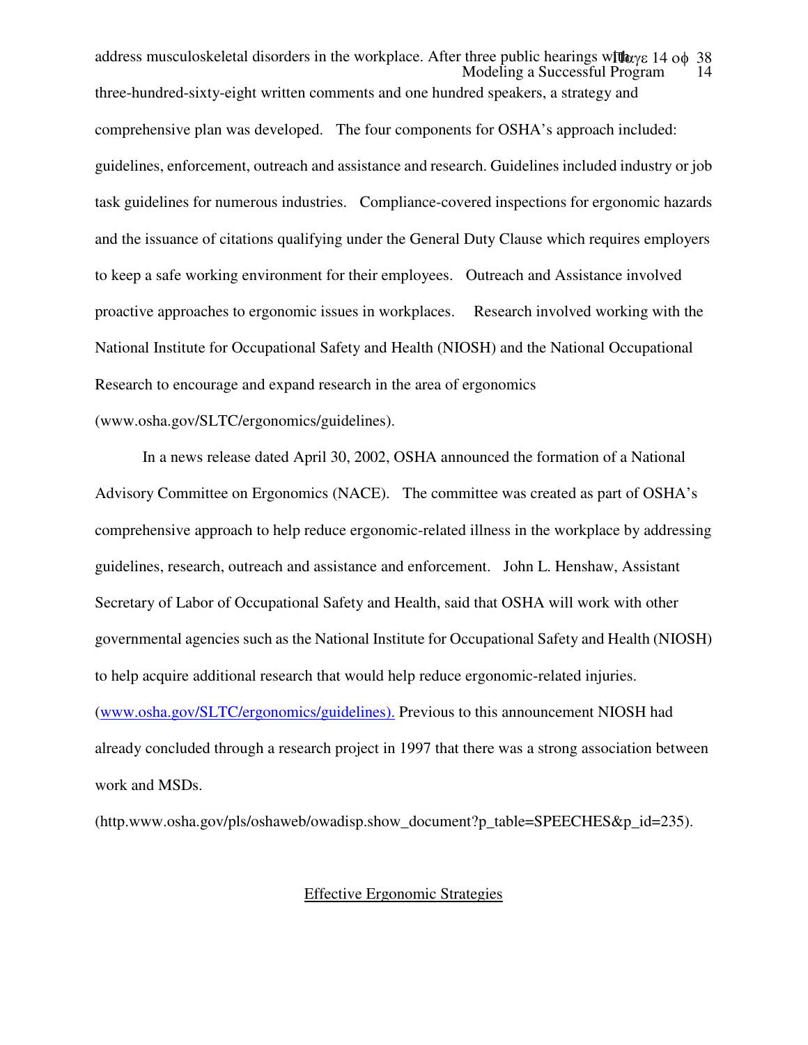address musculoskeletal disorders in the workplace. After three public hearings with three-hundred-sixty-eight written comments and one hundred speakers, a strategy and comprehensive plan was developed. The four components for OSHA's approach included: guidelines, enforcement, outreach and assistance and research. Guidelines included industry or job task guidelines for numerous industries. Compliance-covered inspections for ergonomic hazards and the issuance of citations qualifying under the General Duty Clause which requires employers to keep a safe working environment for their employees. Outreach and Assistance involved proactive approaches to ergonomic issues in workplaces. Research involved working with the National Institute for Occupational Safety and Health (NIOSH) and the National Occupational Research to encourage and expand research in the area of ergonomics (www.osha.gov/SLTC/ergonomics/guidelines).

In a news release dated April 30, 2002, OSHA announced the formation of a National Advisory Committee on Ergonomics (NACE). The committee was created as part of OSHA's comprehensive approach to help reduce ergonomic-related illness in the workplace by addressing guidelines, research, outreach and assistance and enforcement. John L. Henshaw, Assistant Secretary of Labor of Occupational Safety and Health, said that OSHA will work with other governmental agencies such as the National Institute for Occupational Safety and Health (NIOSH) to help acquire additional research that would help reduce ergonomic-related injuries. (www.osha.gov/SLTC/ergonomics/guidelines). Previous to this announcement NIOSH had already concluded through a research project in 1997 that there was a strong association between work and MSDs. (http.www.osha.gov/pls/oshaweb/owadisp.show_document?p_table=SPEECHES&p_id=235).

## Effective Ergonomic Strategies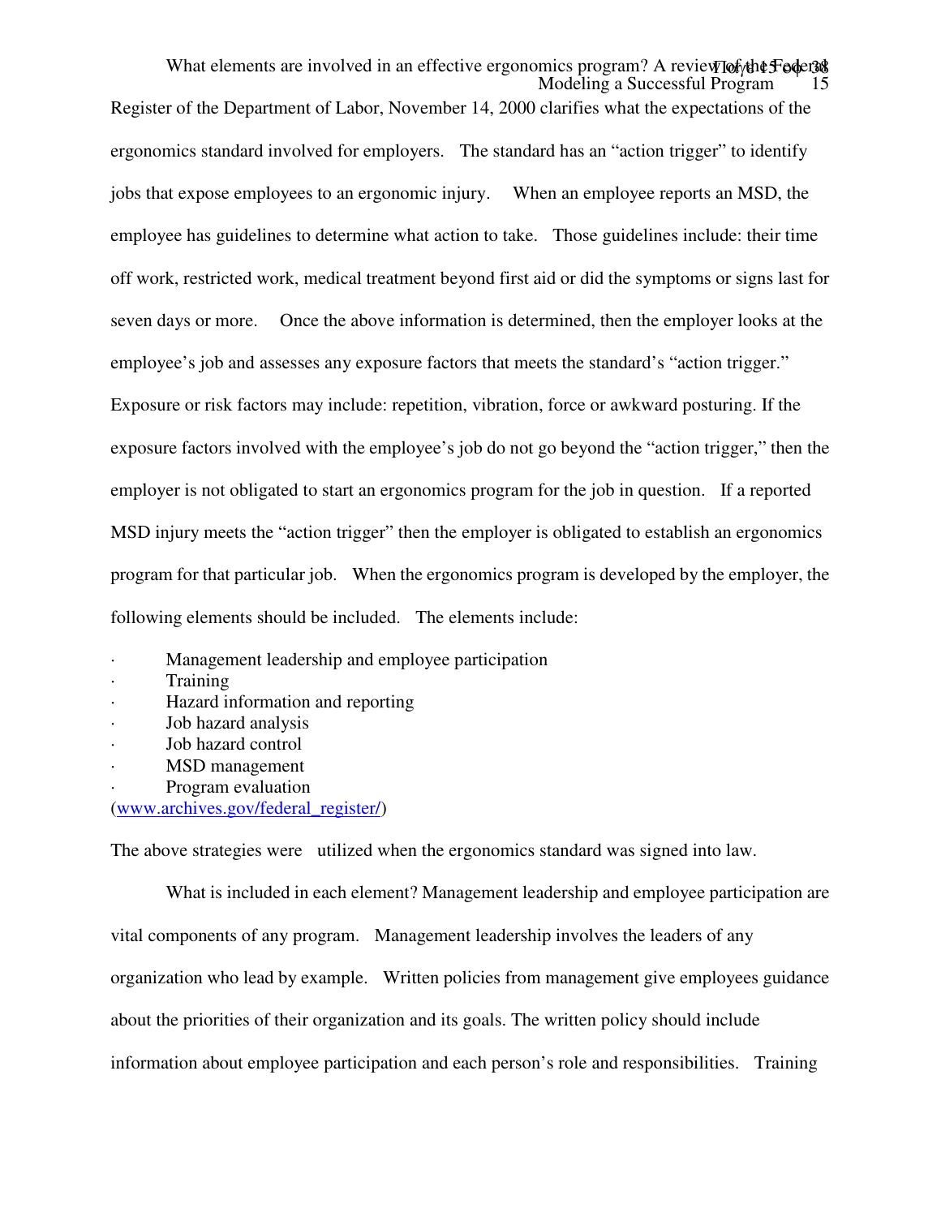What elements are involved in an effective ergonomics program? A review of the Federal Register of the Department of Labor, November 14, 2000 clarifies what the expectations of the ergonomics standard involved for employers. The standard has an "action trigger" to identify jobs that expose employees to an ergonomic injury. When an employee reports an MSD, the employee has guidelines to determine what action to take. Those guidelines include: their time off work, restricted work, medical treatment beyond first aid or did the symptoms or signs last for seven days or more. Once the above information is determined, then the employer looks at the employee's job and assesses any exposure factors that meets the standard's "action trigger." Exposure or risk factors may include: repetition, vibration, force or awkward posturing. If the exposure factors involved with the employee's job do not go beyond the "action trigger," then the employer is not obligated to start an ergonomics program for the job in question. If a reported MSD injury meets the "action trigger" then the employer is obligated to establish an ergonomics program for that particular job. When the ergonomics program is developed by the employer, the following elements should be included. The elements include:

- Management leadership and employee participation
- Training
- Hazard information and reporting
- Job hazard analysis
- Job hazard control
- MSD management
- Program evaluation

(www.archives.gov/federal_register/)

The above strategies were utilized when the ergonomics standard was signed into law.

What is included in each element? Management leadership and employee participation are vital components of any program. Management leadership involves the leaders of any organization who lead by example. Written policies from management give employees guidance about the priorities of their organization and its goals. The written policy should include information about employee participation and each person's role and responsibilities. Training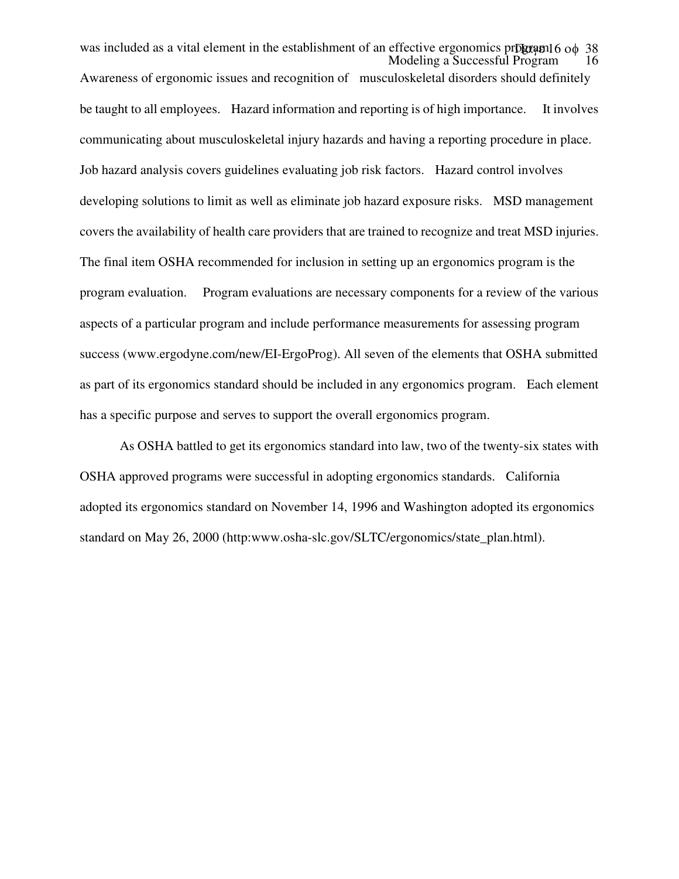was included as a vital element in the establishment of an effective ergonomics program. Awareness of ergonomic issues and recognition of musculoskeletal disorders should definitely be taught to all employees. Hazard information and reporting is of high importance. It involves communicating about musculoskeletal injury hazards and having a reporting procedure in place. Job hazard analysis covers guidelines evaluating job risk factors. Hazard control involves developing solutions to limit as well as eliminate job hazard exposure risks. MSD management covers the availability of health care providers that are trained to recognize and treat MSD injuries. The final item OSHA recommended for inclusion in setting up an ergonomics program is the program evaluation. Program evaluations are necessary components for a review of the various aspects of a particular program and include performance measurements for assessing program success (www.ergodyne.com/new/EI-ErgoProg). All seven of the elements that OSHA submitted as part of its ergonomics standard should be included in any ergonomics program. Each element has a specific purpose and serves to support the overall ergonomics program.

As OSHA battled to get its ergonomics standard into law, two of the twenty-six states with OSHA approved programs were successful in adopting ergonomics standards. California adopted its ergonomics standard on November 14, 1996 and Washington adopted its ergonomics standard on May 26, 2000 (http:www.osha-slc.gov/SLTC/ergonomics/state_plan.html).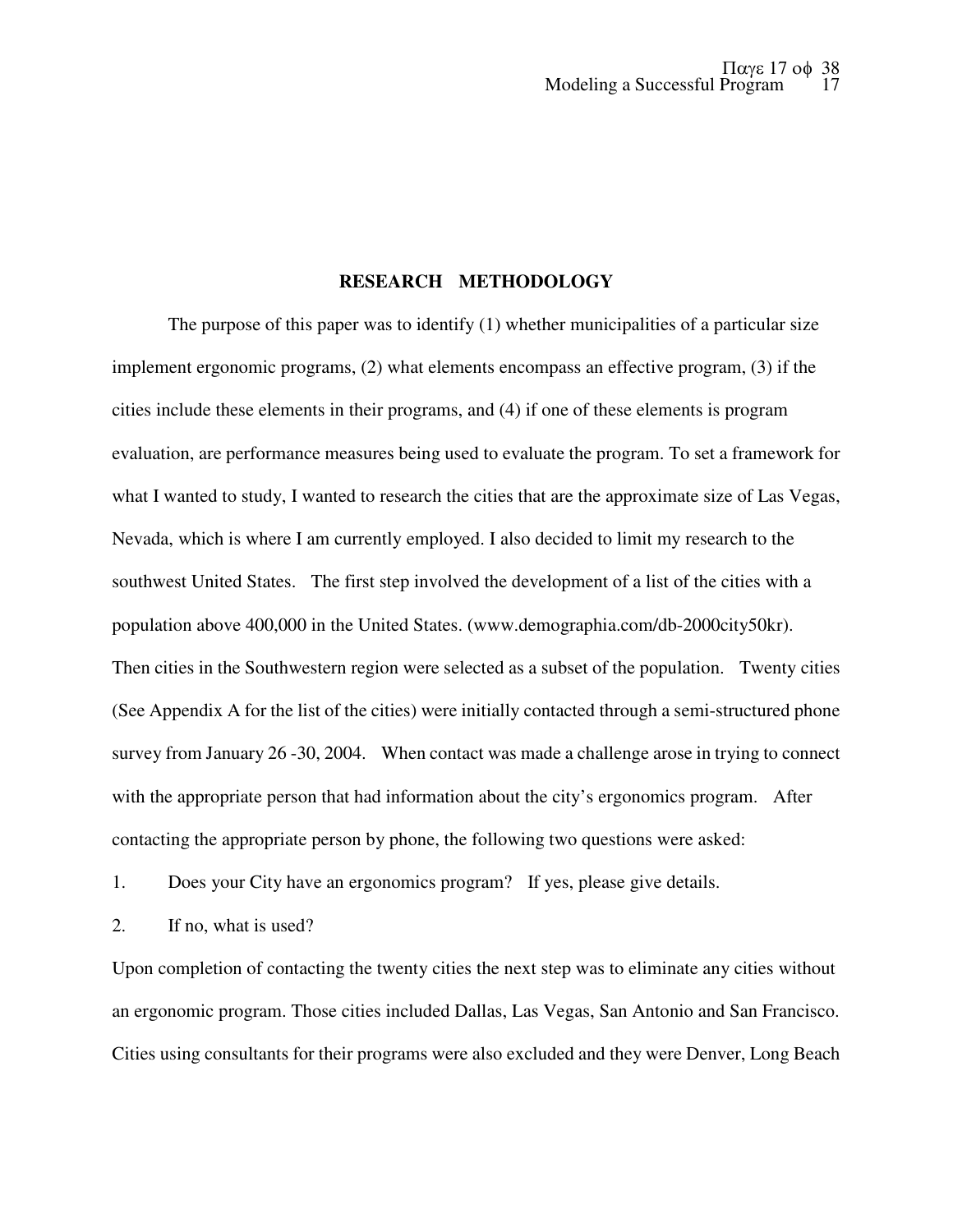## RESEARCH METHODOLOGY

The purpose of this paper was to identify (1) whether municipalities of a particular size implement ergonomic programs, (2) what elements encompass an effective program, (3) if the cities include these elements in their programs, and (4) if one of these elements is program evaluation, are performance measures being used to evaluate the program. To set a framework for what I wanted to study, I wanted to research the cities that are the approximate size of Las Vegas, Nevada, which is where I am currently employed. I also decided to limit my research to the southwest United States. The first step involved the development of a list of the cities with a population above 400,000 in the United States. (www.demographia.com/db-2000city50kr). Then cities in the Southwestern region were selected as a subset of the population. Twenty cities (See Appendix A for the list of the cities) were initially contacted through a semi-structured phone survey from January 26 -30, 2004. When contact was made a challenge arose in trying to connect with the appropriate person that had information about the city's ergonomics program. After contacting the appropriate person by phone, the following two questions were asked:

1. Does your City have an ergonomics program? If yes, please give details.
2. If no, what is used?

Upon completion of contacting the twenty cities the next step was to eliminate any cities without an ergonomic program. Those cities included Dallas, Las Vegas, San Antonio and San Francisco. Cities using consultants for their programs were also excluded and they were Denver, Long Beach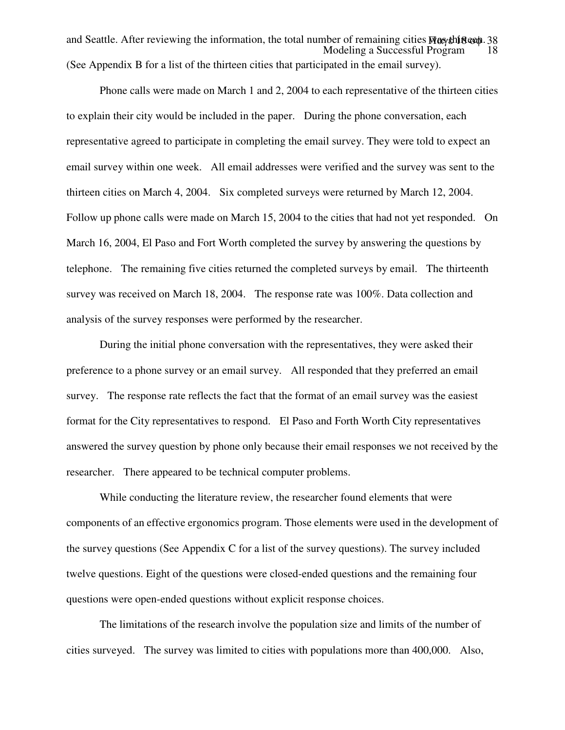and Seattle. After reviewing the information, the total number of remaining cities was thirteen. (See Appendix B for a list of the thirteen cities that participated in the email survey).

Phone calls were made on March 1 and 2, 2004 to each representative of the thirteen cities to explain their city would be included in the paper. During the phone conversation, each representative agreed to participate in completing the email survey. They were told to expect an email survey within one week. All email addresses were verified and the survey was sent to the thirteen cities on March 4, 2004. Six completed surveys were returned by March 12, 2004. Follow up phone calls were made on March 15, 2004 to the cities that had not yet responded. On March 16, 2004, El Paso and Fort Worth completed the survey by answering the questions by telephone. The remaining five cities returned the completed surveys by email. The thirteenth survey was received on March 18, 2004. The response rate was 100%. Data collection and analysis of the survey responses were performed by the researcher.

During the initial phone conversation with the representatives, they were asked their preference to a phone survey or an email survey. All responded that they preferred an email survey. The response rate reflects the fact that the format of an email survey was the easiest format for the City representatives to respond. El Paso and Forth Worth City representatives answered the survey question by phone only because their email responses we not received by the researcher. There appeared to be technical computer problems.

While conducting the literature review, the researcher found elements that were components of an effective ergonomics program. Those elements were used in the development of the survey questions (See Appendix C for a list of the survey questions). The survey included twelve questions. Eight of the questions were closed-ended questions and the remaining four questions were open-ended questions without explicit response choices.

The limitations of the research involve the population size and limits of the number of cities surveyed. The survey was limited to cities with populations more than 400,000. Also,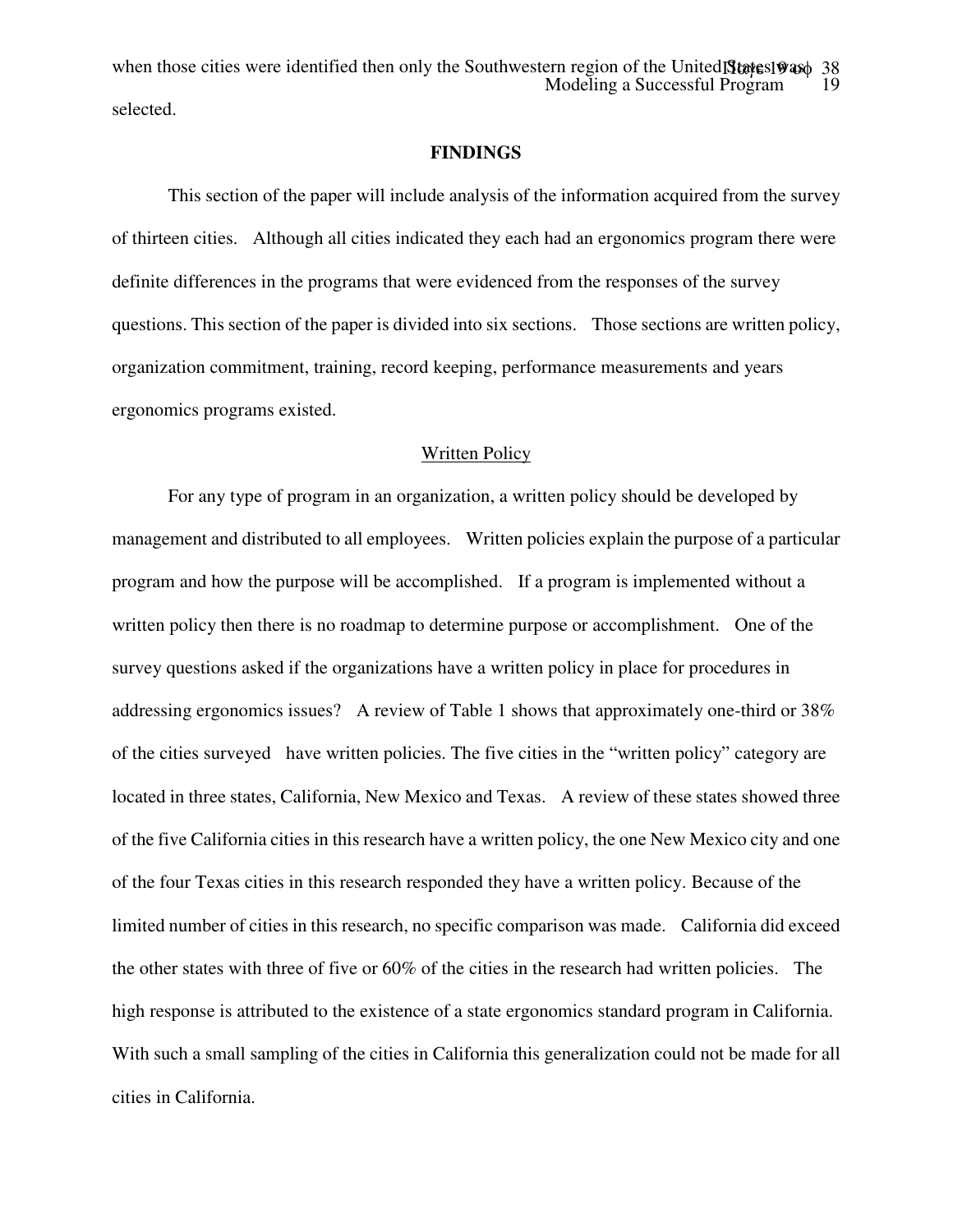when those cities were identified then only the Southwestern region of the United States was selected.

## FINDINGS

This section of the paper will include analysis of the information acquired from the survey of thirteen cities. Although all cities indicated they each had an ergonomics program there were definite differences in the programs that were evidenced from the responses of the survey questions. This section of the paper is divided into six sections. Those sections are written policy, organization commitment, training, record keeping, performance measurements and years ergonomics programs existed.

### Written Policy

For any type of program in an organization, a written policy should be developed by management and distributed to all employees. Written policies explain the purpose of a particular program and how the purpose will be accomplished. If a program is implemented without a written policy then there is no roadmap to determine purpose or accomplishment. One of the survey questions asked if the organizations have a written policy in place for procedures in addressing ergonomics issues? A review of Table 1 shows that approximately one-third or 38% of the cities surveyed have written policies. The five cities in the "written policy" category are located in three states, California, New Mexico and Texas. A review of these states showed three of the five California cities in this research have a written policy, the one New Mexico city and one of the four Texas cities in this research responded they have a written policy. Because of the limited number of cities in this research, no specific comparison was made. California did exceed the other states with three of five or 60% of the cities in the research had written policies. The high response is attributed to the existence of a state ergonomics standard program in California. With such a small sampling of the cities in California this generalization could not be made for all cities in California.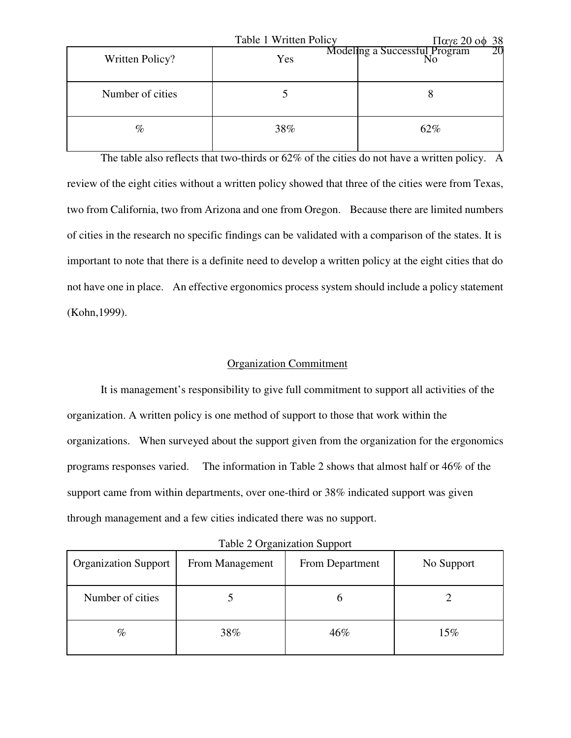Table 1 Written Policy

| Written Policy? | Yes | No |
|---|---|---|
| Number of cities | 5 | 8 |
| % | 38% | 62% |

The table also reflects that two-thirds or 62% of the cities do not have a written policy. A review of the eight cities without a written policy showed that three of the cities were from Texas, two from California, two from Arizona and one from Oregon. Because there are limited numbers of cities in the research no specific findings can be validated with a comparison of the states. It is important to note that there is a definite need to develop a written policy at the eight cities that do not have one in place. An effective ergonomics process system should include a policy statement (Kohn,1999).

## Organization Commitment

It is management's responsibility to give full commitment to support all activities of the organization. A written policy is one method of support to those that work within the organizations. When surveyed about the support given from the organization for the ergonomics programs responses varied. The information in Table 2 shows that almost half or 46% of the support came from within departments, over one-third or 38% indicated support was given through management and a few cities indicated there was no support.

Table 2 Organization Support

| Organization Support | From Management | From Department | No Support |
|---|---|---|---|
| Number of cities | 5 | 6 | 2 |
| % | 38% | 46% | 15% |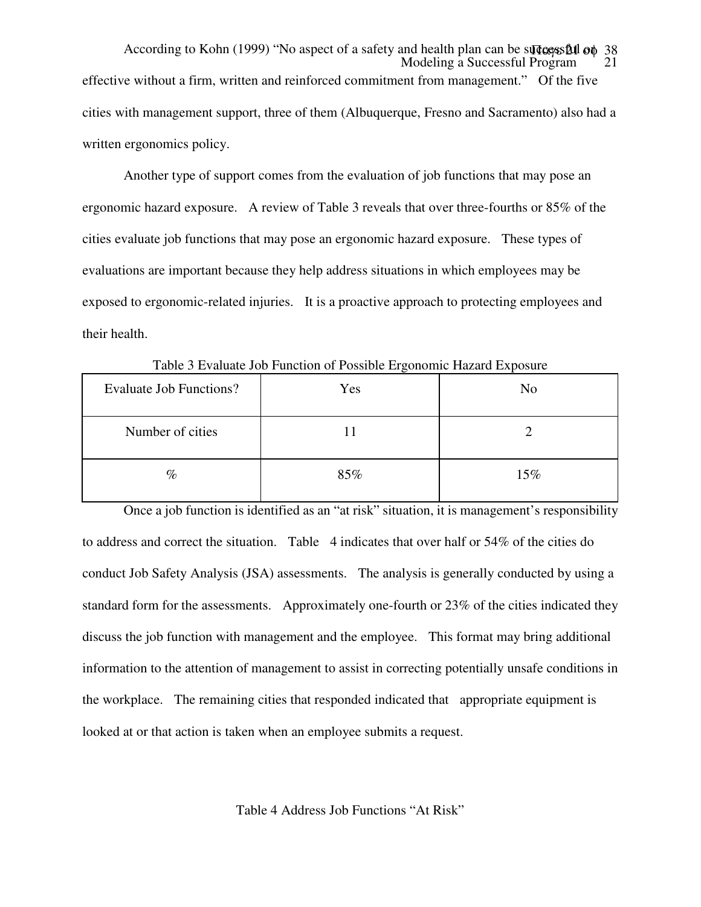According to Kohn (1999) "No aspect of a safety and health plan can be successful or effective without a firm, written and reinforced commitment from management." Of the five cities with management support, three of them (Albuquerque, Fresno and Sacramento) also had a written ergonomics policy.

Another type of support comes from the evaluation of job functions that may pose an ergonomic hazard exposure. A review of Table 3 reveals that over three-fourths or 85% of the cities evaluate job functions that may pose an ergonomic hazard exposure. These types of evaluations are important because they help address situations in which employees may be exposed to ergonomic-related injuries. It is a proactive approach to protecting employees and their health.

Table 3 Evaluate Job Function of Possible Ergonomic Hazard Exposure

| Evaluate Job Functions? | Yes | No |
|---|---|---|
| Number of cities | 11 | 2 |
| % | 85% | 15% |

Once a job function is identified as an "at risk" situation, it is management's responsibility to address and correct the situation. Table 4 indicates that over half or 54% of the cities do conduct Job Safety Analysis (JSA) assessments. The analysis is generally conducted by using a standard form for the assessments. Approximately one-fourth or 23% of the cities indicated they discuss the job function with management and the employee. This format may bring additional information to the attention of management to assist in correcting potentially unsafe conditions in the workplace. The remaining cities that responded indicated that appropriate equipment is looked at or that action is taken when an employee submits a request.

Table 4 Address Job Functions "At Risk"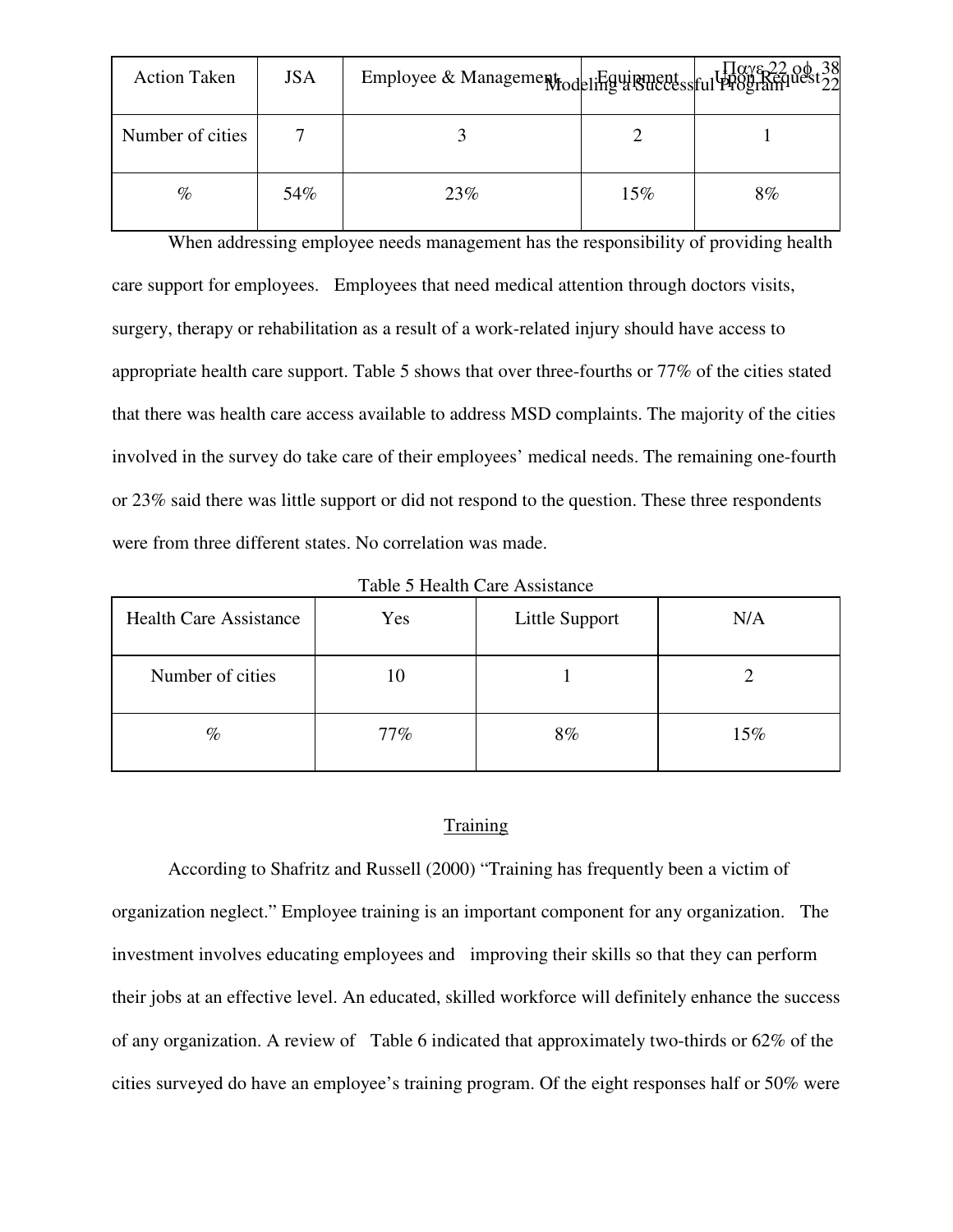| Action Taken | JSA | Employee & Management | Equipment | Upon Request |
| --- | --- | --- | --- | --- |
| Number of cities | 7 | 3 | 2 | 1 |
| % | 54% | 23% | 15% | 8% |

When addressing employee needs management has the responsibility of providing health care support for employees. Employees that need medical attention through doctors visits, surgery, therapy or rehabilitation as a result of a work-related injury should have access to appropriate health care support. Table 5 shows that over three-fourths or 77% of the cities stated that there was health care access available to address MSD complaints. The majority of the cities involved in the survey do take care of their employees' medical needs. The remaining one-fourth or 23% said there was little support or did not respond to the question. These three respondents were from three different states. No correlation was made.

Table 5 Health Care Assistance

| Health Care Assistance | Yes | Little Support | N/A |
| --- | --- | --- | --- |
| Number of cities | 10 | 1 | 2 |
| % | 77% | 8% | 15% |

## Training

According to Shafritz and Russell (2000) "Training has frequently been a victim of organization neglect." Employee training is an important component for any organization. The investment involves educating employees and improving their skills so that they can perform their jobs at an effective level. An educated, skilled workforce will definitely enhance the success of any organization. A review of Table 6 indicated that approximately two-thirds or 62% of the cities surveyed do have an employee's training program. Of the eight responses half or 50% were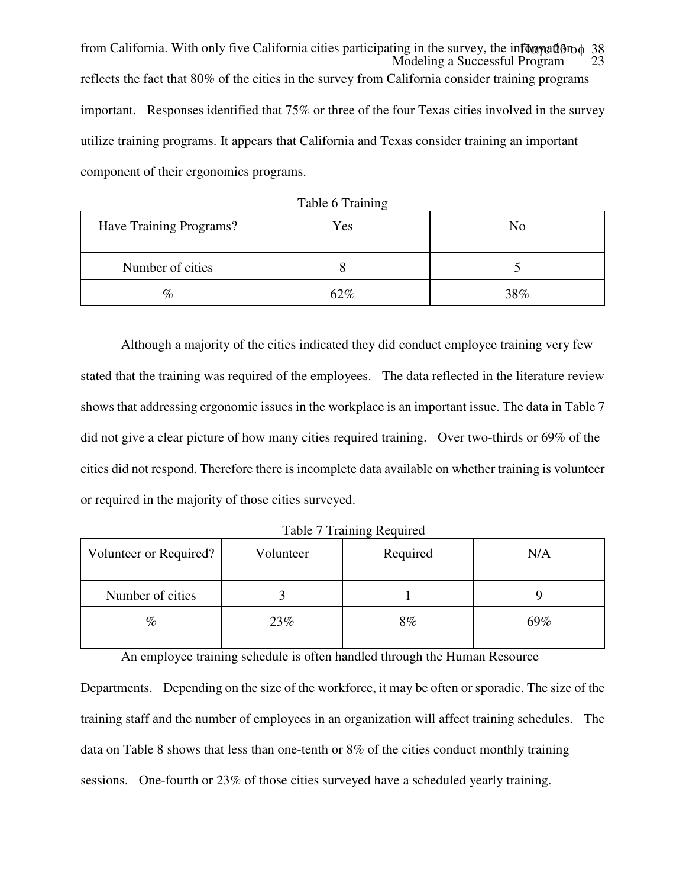from California. With only five California cities participating in the survey, the information reflects the fact that 80% of the cities in the survey from California consider training programs important. Responses identified that 75% or three of the four Texas cities involved in the survey utilize training programs. It appears that California and Texas consider training an important component of their ergonomics programs.

Table 6 Training

| Have Training Programs? | Yes | No |
|---|---|---|
| Number of cities | 8 | 5 |
| % | 62% | 38% |

Although a majority of the cities indicated they did conduct employee training very few stated that the training was required of the employees. The data reflected in the literature review shows that addressing ergonomic issues in the workplace is an important issue. The data in Table 7 did not give a clear picture of how many cities required training. Over two-thirds or 69% of the cities did not respond. Therefore there is incomplete data available on whether training is volunteer or required in the majority of those cities surveyed.

Table 7 Training Required

| Volunteer or Required? | Volunteer | Required | N/A |
|---|---|---|---|
| Number of cities | 3 | 1 | 9 |
| % | 23% | 8% | 69% |

An employee training schedule is often handled through the Human Resource Departments. Depending on the size of the workforce, it may be often or sporadic. The size of the training staff and the number of employees in an organization will affect training schedules. The data on Table 8 shows that less than one-tenth or 8% of the cities conduct monthly training sessions. One-fourth or 23% of those cities surveyed have a scheduled yearly training.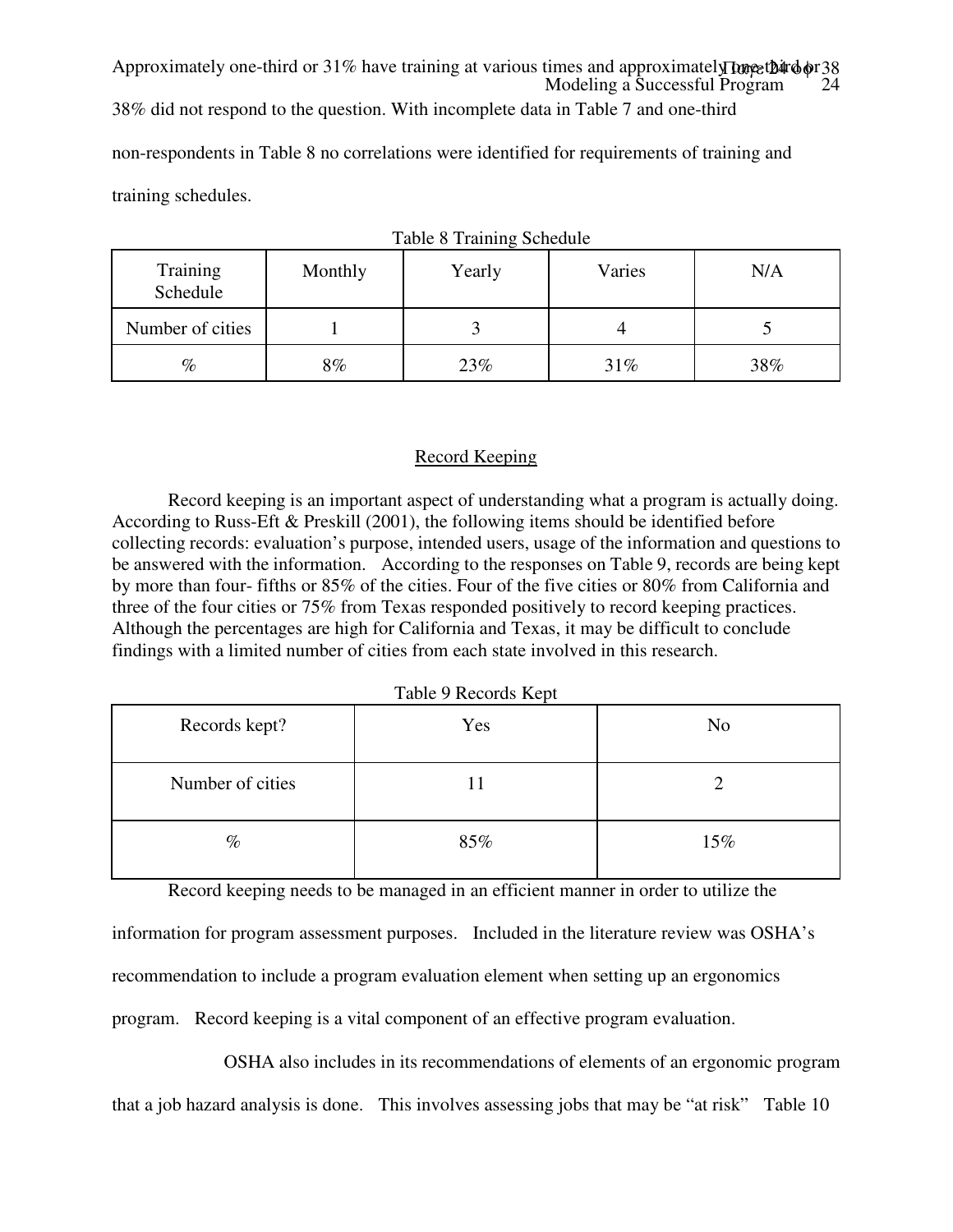Approximately one-third or 31% have training at various times and approximately one-third or 38% did not respond to the question. With incomplete data in Table 7 and one-third non-respondents in Table 8 no correlations were identified for requirements of training and training schedules.

Table 8 Training Schedule

| Training Schedule | Monthly | Yearly | Varies | N/A |
|---|---|---|---|---|
| Number of cities | 1 | 3 | 4 | 5 |
| % | 8% | 23% | 31% | 38% |

## Record Keeping

Record keeping is an important aspect of understanding what a program is actually doing. According to Russ-Eft & Preskill (2001), the following items should be identified before collecting records: evaluation's purpose, intended users, usage of the information and questions to be answered with the information. According to the responses on Table 9, records are being kept by more than four- fifths or 85% of the cities. Four of the five cities or 80% from California and three of the four cities or 75% from Texas responded positively to record keeping practices. Although the percentages are high for California and Texas, it may be difficult to conclude findings with a limited number of cities from each state involved in this research.

Table 9 Records Kept

| Records kept? | Yes | No |
|---|---|---|
| Number of cities | 11 | 2 |
| % | 85% | 15% |

Record keeping needs to be managed in an efficient manner in order to utilize the information for program assessment purposes. Included in the literature review was OSHA's recommendation to include a program evaluation element when setting up an ergonomics program. Record keeping is a vital component of an effective program evaluation.

OSHA also includes in its recommendations of elements of an ergonomic program that a job hazard analysis is done. This involves assessing jobs that may be "at risk" Table 10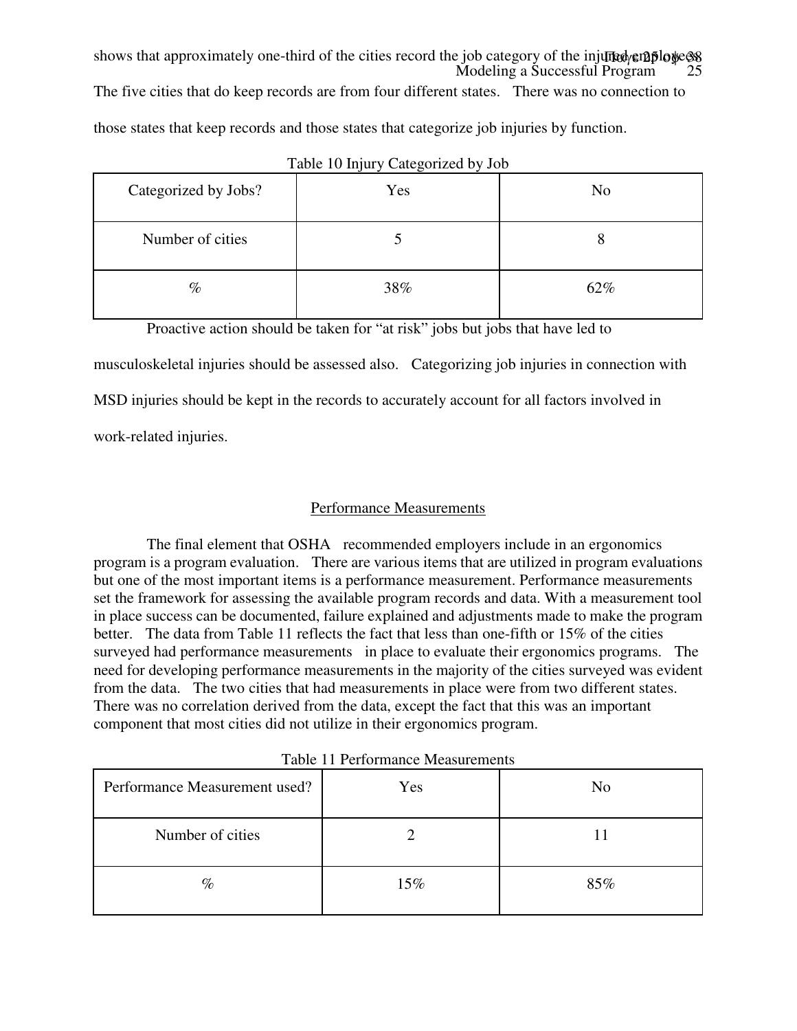shows that approximately one-third of the cities record the job category of the injured employees. The five cities that do keep records are from four different states. There was no connection to those states that keep records and those states that categorize job injuries by function.

Table 10 Injury Categorized by Job

| Categorized by Jobs? | Yes | No |
| --- | --- | --- |
| Number of cities | 5 | 8 |
| % | 38% | 62% |

Proactive action should be taken for "at risk" jobs but jobs that have led to musculoskeletal injuries should be assessed also. Categorizing job injuries in connection with MSD injuries should be kept in the records to accurately account for all factors involved in work-related injuries.

## Performance Measurements

The final element that OSHA recommended employers include in an ergonomics program is a program evaluation. There are various items that are utilized in program evaluations but one of the most important items is a performance measurement. Performance measurements set the framework for assessing the available program records and data. With a measurement tool in place success can be documented, failure explained and adjustments made to make the program better. The data from Table 11 reflects the fact that less than one-fifth or 15% of the cities surveyed had performance measurements in place to evaluate their ergonomics programs. The need for developing performance measurements in the majority of the cities surveyed was evident from the data. The two cities that had measurements in place were from two different states. There was no correlation derived from the data, except the fact that this was an important component that most cities did not utilize in their ergonomics program.

Table 11 Performance Measurements

| Performance Measurement used? | Yes | No |
| --- | --- | --- |
| Number of cities | 2 | 11 |
| % | 15% | 85% |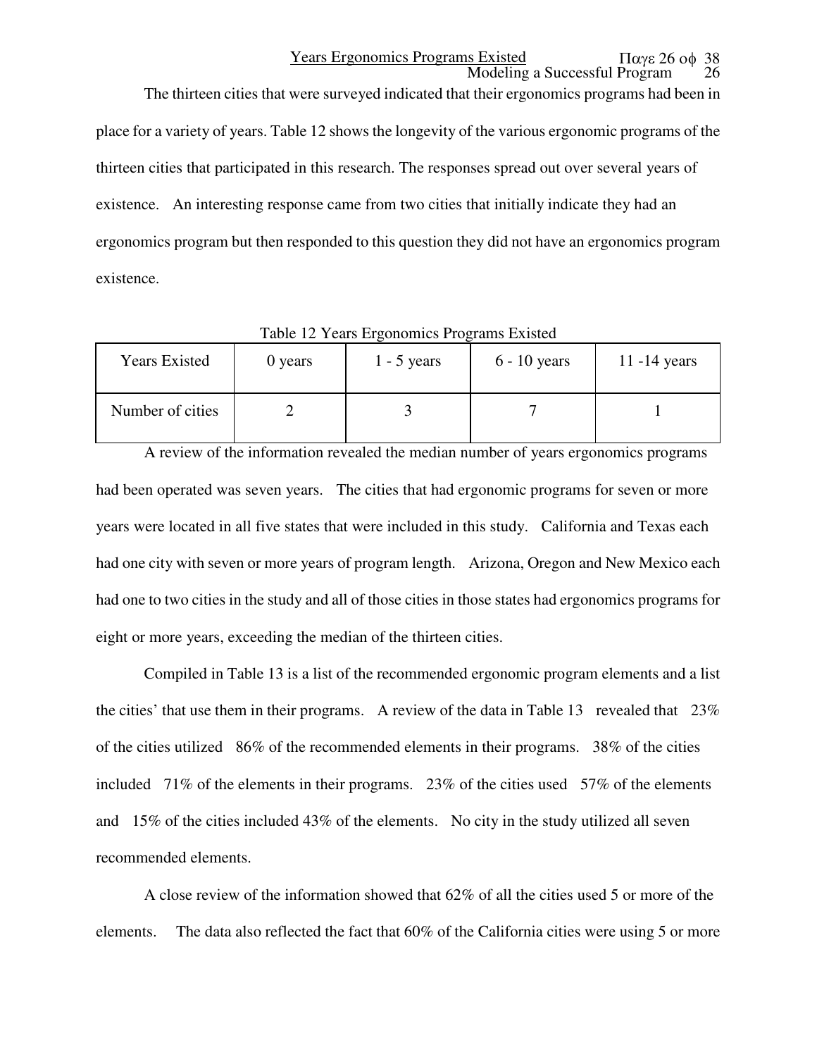## Years Ergonomics Programs Existed

The thirteen cities that were surveyed indicated that their ergonomics programs had been in place for a variety of years. Table 12 shows the longevity of the various ergonomic programs of the thirteen cities that participated in this research. The responses spread out over several years of existence. An interesting response came from two cities that initially indicate they had an ergonomics program but then responded to this question they did not have an ergonomics program existence.

Table 12 Years Ergonomics Programs Existed

| Years Existed | 0 years | 1 - 5 years | 6 - 10 years | 11 -14 years |
|---|---|---|---|---|
| Number of cities | 2 | 3 | 7 | 1 |

A review of the information revealed the median number of years ergonomics programs had been operated was seven years. The cities that had ergonomic programs for seven or more years were located in all five states that were included in this study. California and Texas each had one city with seven or more years of program length. Arizona, Oregon and New Mexico each had one to two cities in the study and all of those cities in those states had ergonomics programs for eight or more years, exceeding the median of the thirteen cities.

Compiled in Table 13 is a list of the recommended ergonomic program elements and a list the cities' that use them in their programs. A review of the data in Table 13 revealed that 23% of the cities utilized 86% of the recommended elements in their programs. 38% of the cities included 71% of the elements in their programs. 23% of the cities used 57% of the elements and 15% of the cities included 43% of the elements. No city in the study utilized all seven recommended elements.

A close review of the information showed that 62% of all the cities used 5 or more of the elements. The data also reflected the fact that 60% of the California cities were using 5 or more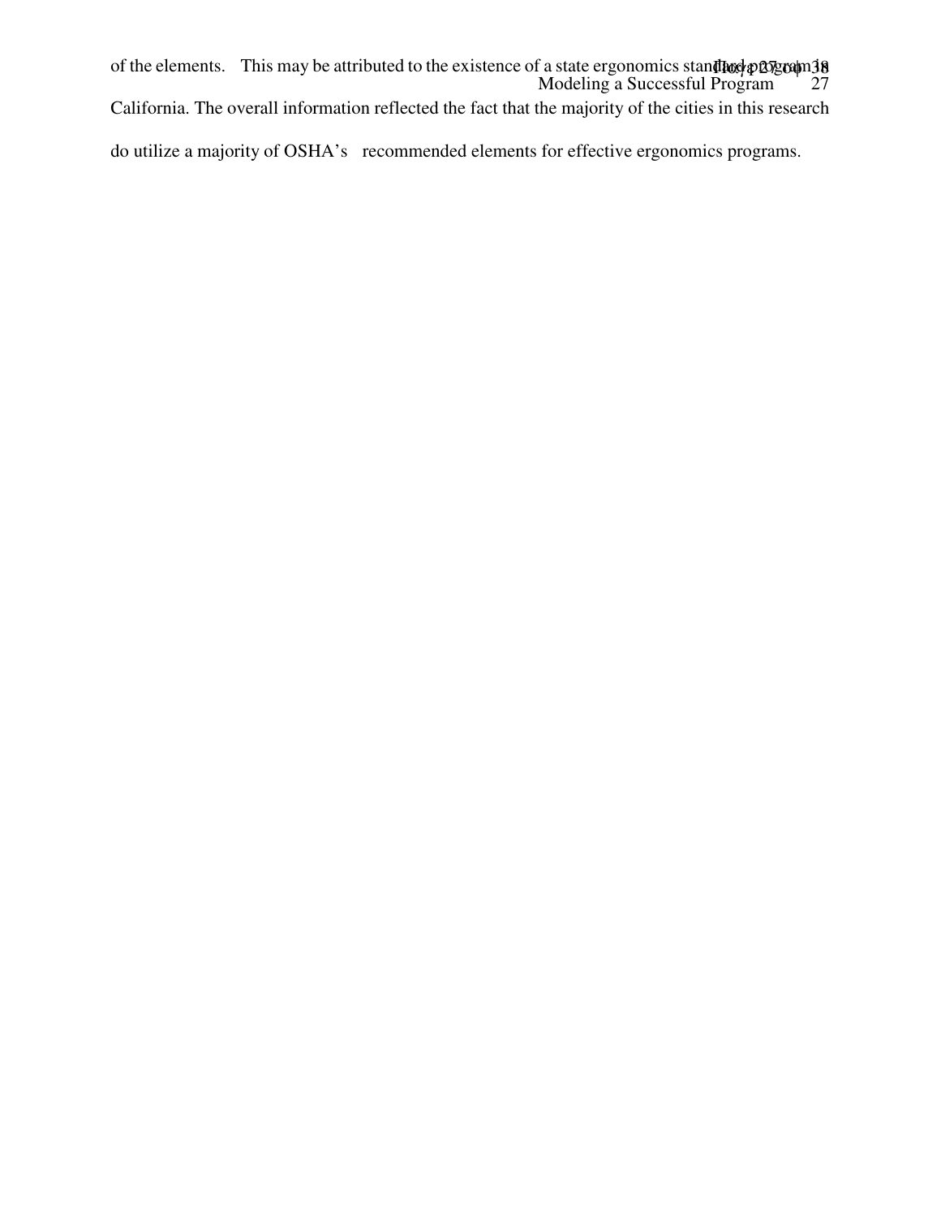of the elements. This may be attributed to the existence of a state ergonomics standard program in California. The overall information reflected the fact that the majority of the cities in this research do utilize a majority of OSHA's recommended elements for effective ergonomics programs.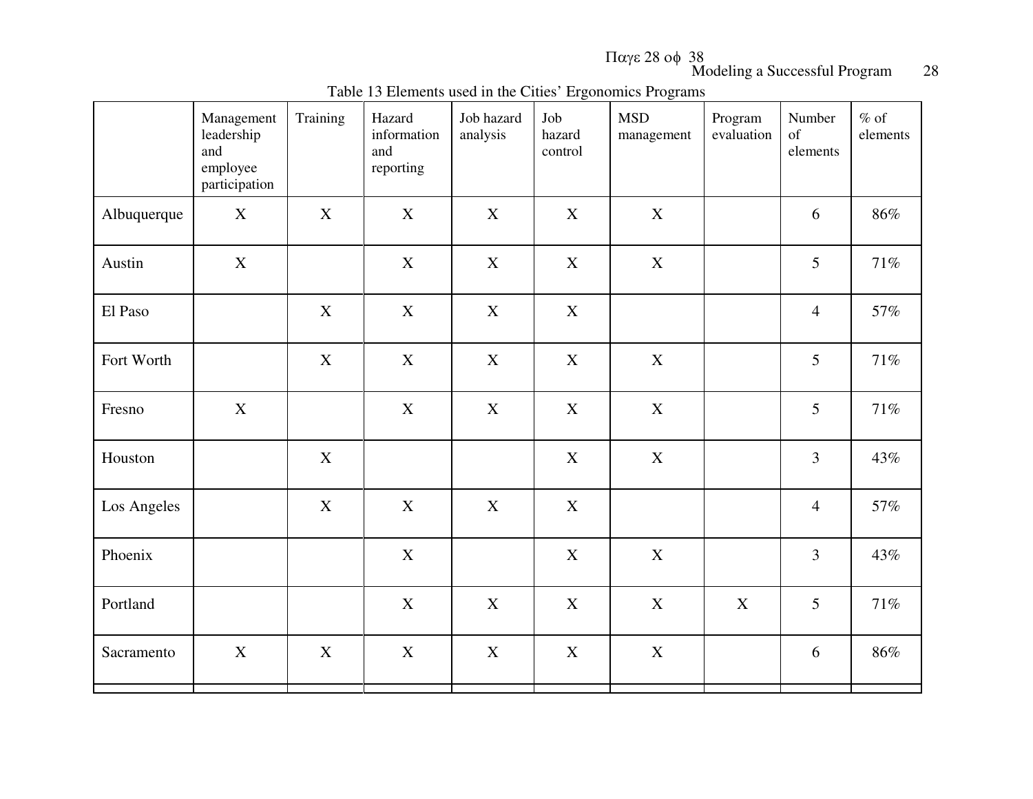Table 13 Elements used in the Cities' Ergonomics Programs

| | Management leadership and employee participation | Training | Hazard information and reporting | Job hazard analysis | Job hazard control | MSD management | Program evaluation | Number of elements | % of elements |
|---|---|---|---|---|---|---|---|---|---|
| Albuquerque | X | X | X | X | X | X | | 6 | 86% |
| Austin | X | | X | X | X | X | | 5 | 71% |
| El Paso | | X | X | X | X | | | 4 | 57% |
| Fort Worth | | X | X | X | X | X | | 5 | 71% |
| Fresno | X | | X | X | X | X | | 5 | 71% |
| Houston | | X | | | X | X | | 3 | 43% |
| Los Angeles | | X | X | X | X | | | 4 | 57% |
| Phoenix | | | X | | X | X | | 3 | 43% |
| Portland | | | X | X | X | X | X | 5 | 71% |
| Sacramento | X | X | X | X | X | X | | 6 | 86% |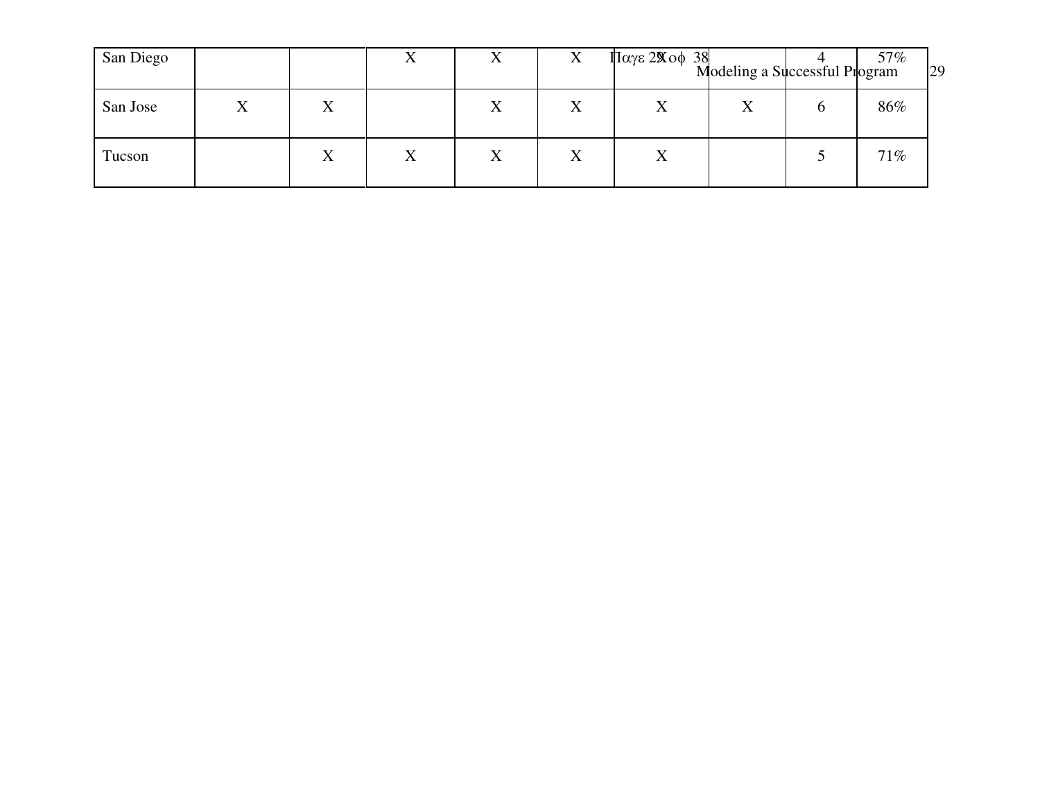| | | | | | | | | | |
|---|---|---|---|---|---|---|---|---|---|
| San Diego | | | X | X | X | X | | 4 | 57% |
| San Jose | X | X | | X | X | X | X | 6 | 86% |
| Tucson | | X | X | X | X | X | | 5 | 71% |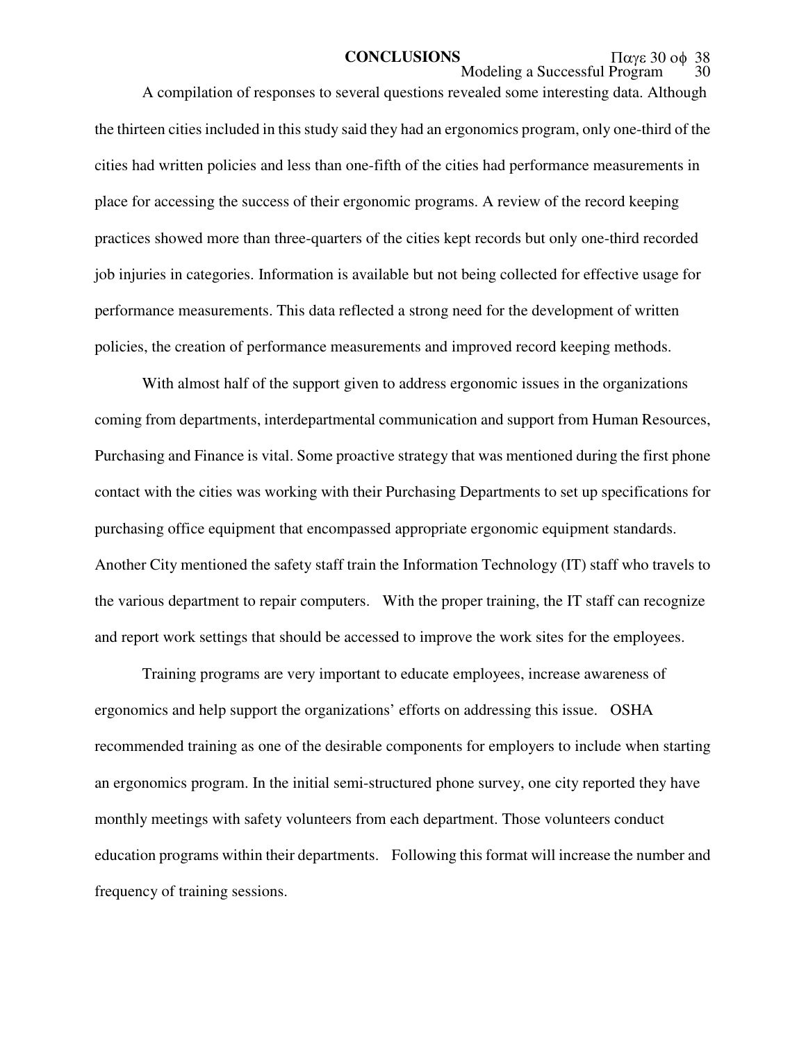# CONCLUSIONS

A compilation of responses to several questions revealed some interesting data. Although the thirteen cities included in this study said they had an ergonomics program, only one-third of the cities had written policies and less than one-fifth of the cities had performance measurements in place for accessing the success of their ergonomic programs. A review of the record keeping practices showed more than three-quarters of the cities kept records but only one-third recorded job injuries in categories. Information is available but not being collected for effective usage for performance measurements. This data reflected a strong need for the development of written policies, the creation of performance measurements and improved record keeping methods.

With almost half of the support given to address ergonomic issues in the organizations coming from departments, interdepartmental communication and support from Human Resources, Purchasing and Finance is vital. Some proactive strategy that was mentioned during the first phone contact with the cities was working with their Purchasing Departments to set up specifications for purchasing office equipment that encompassed appropriate ergonomic equipment standards. Another City mentioned the safety staff train the Information Technology (IT) staff who travels to the various department to repair computers. With the proper training, the IT staff can recognize and report work settings that should be accessed to improve the work sites for the employees.

Training programs are very important to educate employees, increase awareness of ergonomics and help support the organizations' efforts on addressing this issue. OSHA recommended training as one of the desirable components for employers to include when starting an ergonomics program. In the initial semi-structured phone survey, one city reported they have monthly meetings with safety volunteers from each department. Those volunteers conduct education programs within their departments. Following this format will increase the number and frequency of training sessions.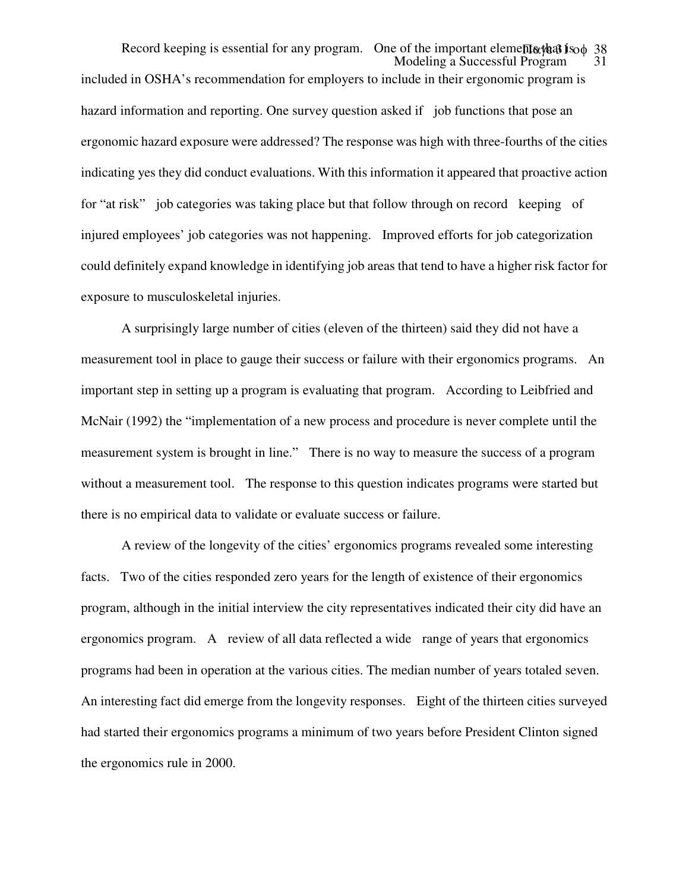Record keeping is essential for any program. One of the important elements that is included in OSHA's recommendation for employers to include in their ergonomic program is hazard information and reporting. One survey question asked if job functions that pose an ergonomic hazard exposure were addressed? The response was high with three-fourths of the cities indicating yes they did conduct evaluations. With this information it appeared that proactive action for "at risk" job categories was taking place but that follow through on record keeping of injured employees' job categories was not happening. Improved efforts for job categorization could definitely expand knowledge in identifying job areas that tend to have a higher risk factor for exposure to musculoskeletal injuries.

A surprisingly large number of cities (eleven of the thirteen) said they did not have a measurement tool in place to gauge their success or failure with their ergonomics programs. An important step in setting up a program is evaluating that program. According to Leibfried and McNair (1992) the "implementation of a new process and procedure is never complete until the measurement system is brought in line." There is no way to measure the success of a program without a measurement tool. The response to this question indicates programs were started but there is no empirical data to validate or evaluate success or failure.

A review of the longevity of the cities' ergonomics programs revealed some interesting facts. Two of the cities responded zero years for the length of existence of their ergonomics program, although in the initial interview the city representatives indicated their city did have an ergonomics program. A review of all data reflected a wide range of years that ergonomics programs had been in operation at the various cities. The median number of years totaled seven. An interesting fact did emerge from the longevity responses. Eight of the thirteen cities surveyed had started their ergonomics programs a minimum of two years before President Clinton signed the ergonomics rule in 2000.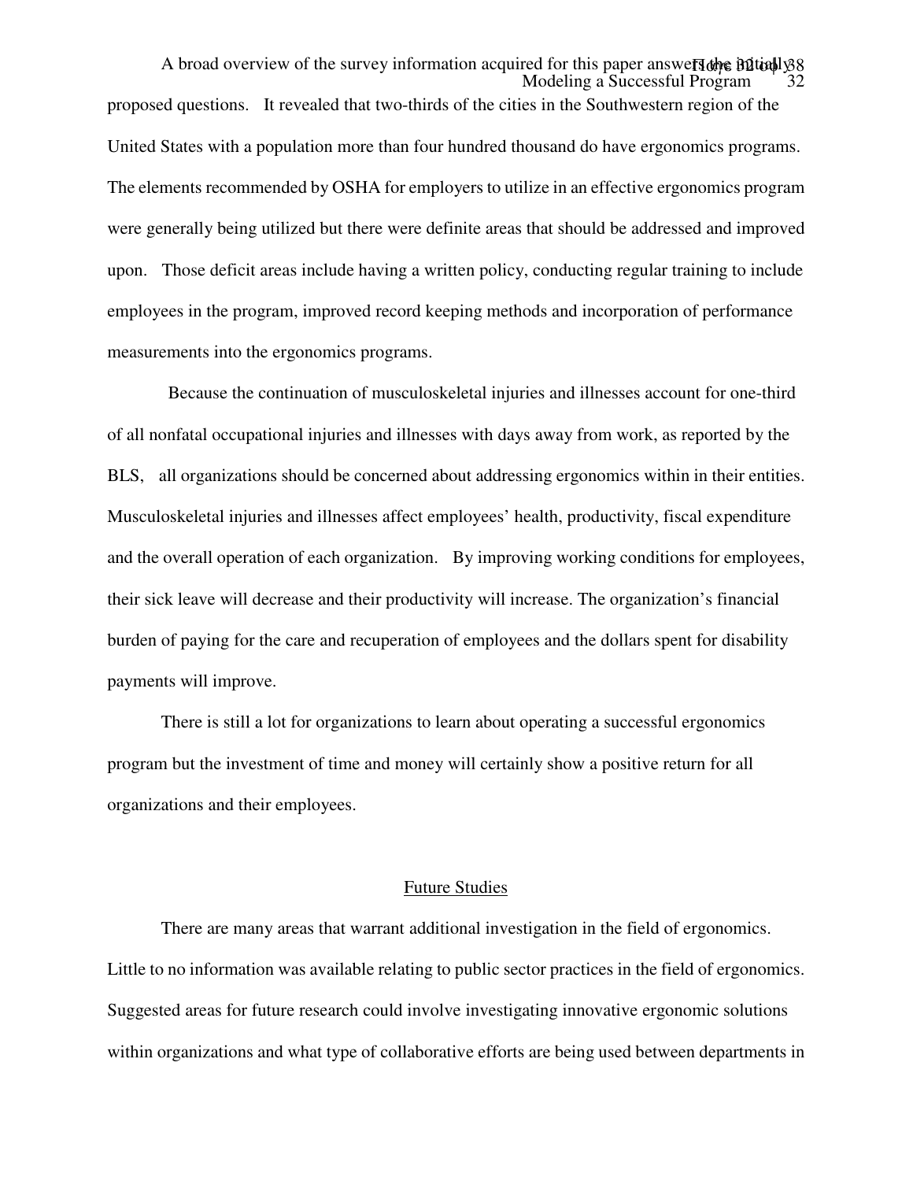A broad overview of the survey information acquired for this paper answers the initially proposed questions. It revealed that two-thirds of the cities in the Southwestern region of the United States with a population more than four hundred thousand do have ergonomics programs. The elements recommended by OSHA for employers to utilize in an effective ergonomics program were generally being utilized but there were definite areas that should be addressed and improved upon. Those deficit areas include having a written policy, conducting regular training to include employees in the program, improved record keeping methods and incorporation of performance measurements into the ergonomics programs.

Because the continuation of musculoskeletal injuries and illnesses account for one-third of all nonfatal occupational injuries and illnesses with days away from work, as reported by the BLS, all organizations should be concerned about addressing ergonomics within in their entities. Musculoskeletal injuries and illnesses affect employees' health, productivity, fiscal expenditure and the overall operation of each organization. By improving working conditions for employees, their sick leave will decrease and their productivity will increase. The organization's financial burden of paying for the care and recuperation of employees and the dollars spent for disability payments will improve.

There is still a lot for organizations to learn about operating a successful ergonomics program but the investment of time and money will certainly show a positive return for all organizations and their employees.

## Future Studies

There are many areas that warrant additional investigation in the field of ergonomics. Little to no information was available relating to public sector practices in the field of ergonomics. Suggested areas for future research could involve investigating innovative ergonomic solutions within organizations and what type of collaborative efforts are being used between departments in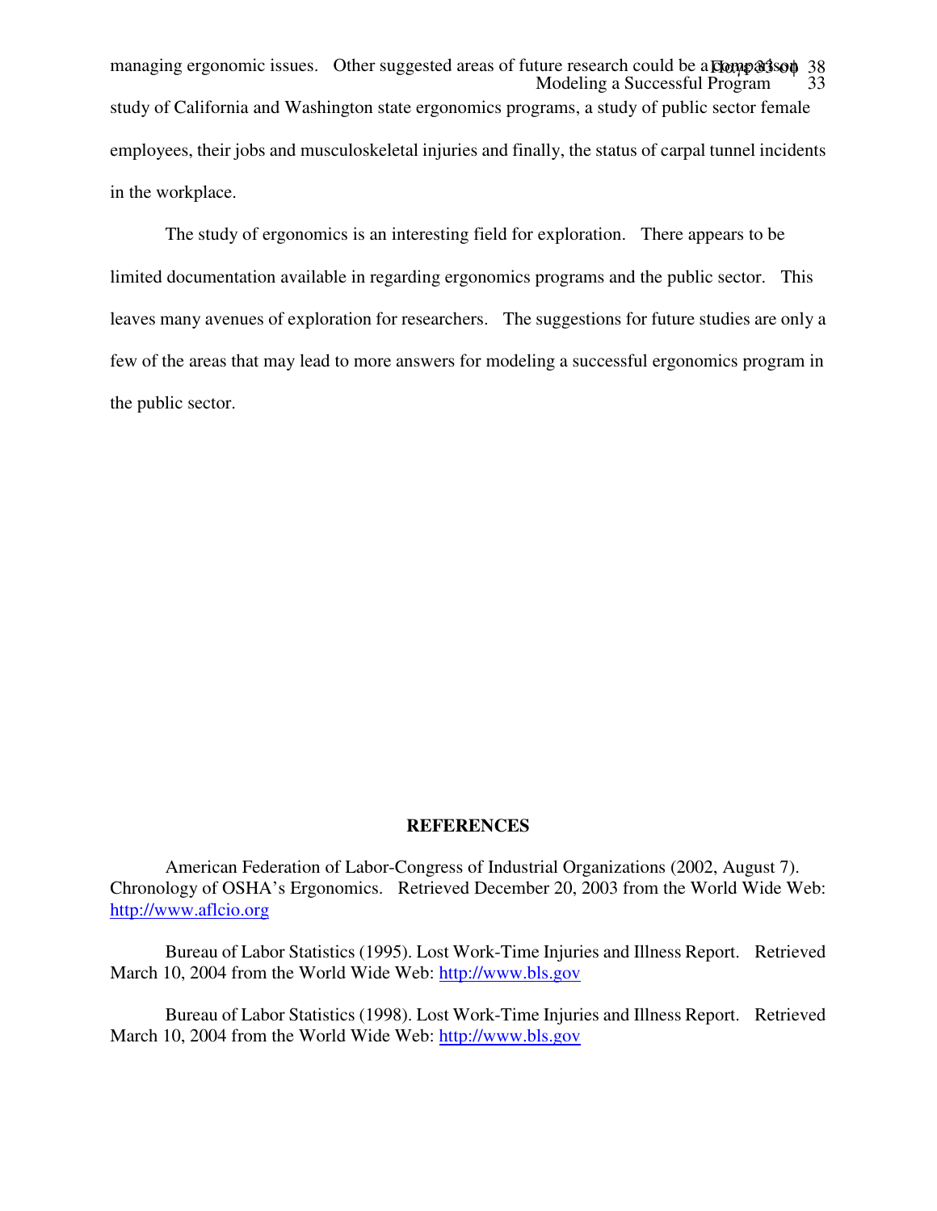managing ergonomic issues. Other suggested areas of future research could be a comparison study of California and Washington state ergonomics programs, a study of public sector female employees, their jobs and musculoskeletal injuries and finally, the status of carpal tunnel incidents in the workplace.

The study of ergonomics is an interesting field for exploration. There appears to be limited documentation available in regarding ergonomics programs and the public sector. This leaves many avenues of exploration for researchers. The suggestions for future studies are only a few of the areas that may lead to more answers for modeling a successful ergonomics program in the public sector.

## REFERENCES

American Federation of Labor-Congress of Industrial Organizations (2002, August 7). Chronology of OSHA's Ergonomics. Retrieved December 20, 2003 from the World Wide Web: http://www.aflcio.org

Bureau of Labor Statistics (1995). Lost Work-Time Injuries and Illness Report. Retrieved March 10, 2004 from the World Wide Web: http://www.bls.gov

Bureau of Labor Statistics (1998). Lost Work-Time Injuries and Illness Report. Retrieved March 10, 2004 from the World Wide Web: http://www.bls.gov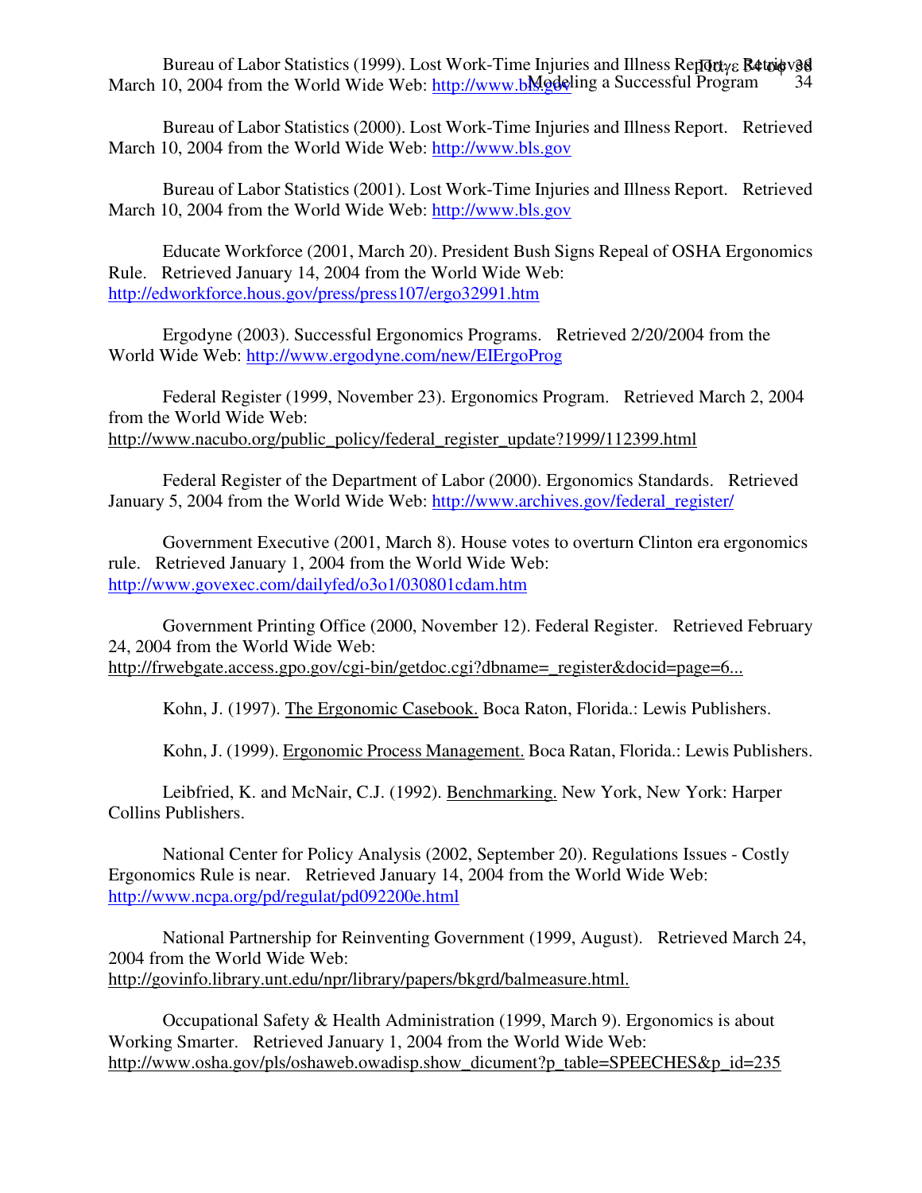Bureau of Labor Statistics (1999). Lost Work-Time Injuries and Illness Report. Retrieved March 10, 2004 from the World Wide Web: http://www.bls.gov

Bureau of Labor Statistics (2000). Lost Work-Time Injuries and Illness Report. Retrieved March 10, 2004 from the World Wide Web: http://www.bls.gov

Bureau of Labor Statistics (2001). Lost Work-Time Injuries and Illness Report. Retrieved March 10, 2004 from the World Wide Web: http://www.bls.gov

Educate Workforce (2001, March 20). President Bush Signs Repeal of OSHA Ergonomics Rule. Retrieved January 14, 2004 from the World Wide Web: http://edworkforce.hous.gov/press/press107/ergo32991.htm

Ergodyne (2003). Successful Ergonomics Programs. Retrieved 2/20/2004 from the World Wide Web: http://www.ergodyne.com/new/EIErgoProg

Federal Register (1999, November 23). Ergonomics Program. Retrieved March 2, 2004 from the World Wide Web: http://www.nacubo.org/public_policy/federal_register_update?1999/112399.html

Federal Register of the Department of Labor (2000). Ergonomics Standards. Retrieved January 5, 2004 from the World Wide Web: http://www.archives.gov/federal_register/

Government Executive (2001, March 8). House votes to overturn Clinton era ergonomics rule. Retrieved January 1, 2004 from the World Wide Web: http://www.govexec.com/dailyfed/o3o1/030801cdam.htm

Government Printing Office (2000, November 12). Federal Register. Retrieved February 24, 2004 from the World Wide Web: http://frwebgate.access.gpo.gov/cgi-bin/getdoc.cgi?dbname=_register&docid=page=6...

Kohn, J. (1997). The Ergonomic Casebook. Boca Raton, Florida.: Lewis Publishers.

Kohn, J. (1999). Ergonomic Process Management. Boca Ratan, Florida.: Lewis Publishers.

Leibfried, K. and McNair, C.J. (1992). Benchmarking. New York, New York: Harper Collins Publishers.

National Center for Policy Analysis (2002, September 20). Regulations Issues - Costly Ergonomics Rule is near. Retrieved January 14, 2004 from the World Wide Web: http://www.ncpa.org/pd/regulat/pd092200e.html

National Partnership for Reinventing Government (1999, August). Retrieved March 24, 2004 from the World Wide Web: http://govinfo.library.unt.edu/npr/library/papers/bkgrd/balmeasure.html.

Occupational Safety & Health Administration (1999, March 9). Ergonomics is about Working Smarter. Retrieved January 1, 2004 from the World Wide Web: http://www.osha.gov/pls/oshaweb.owadisp.show_dicument?p_table=SPEECHES&p_id=235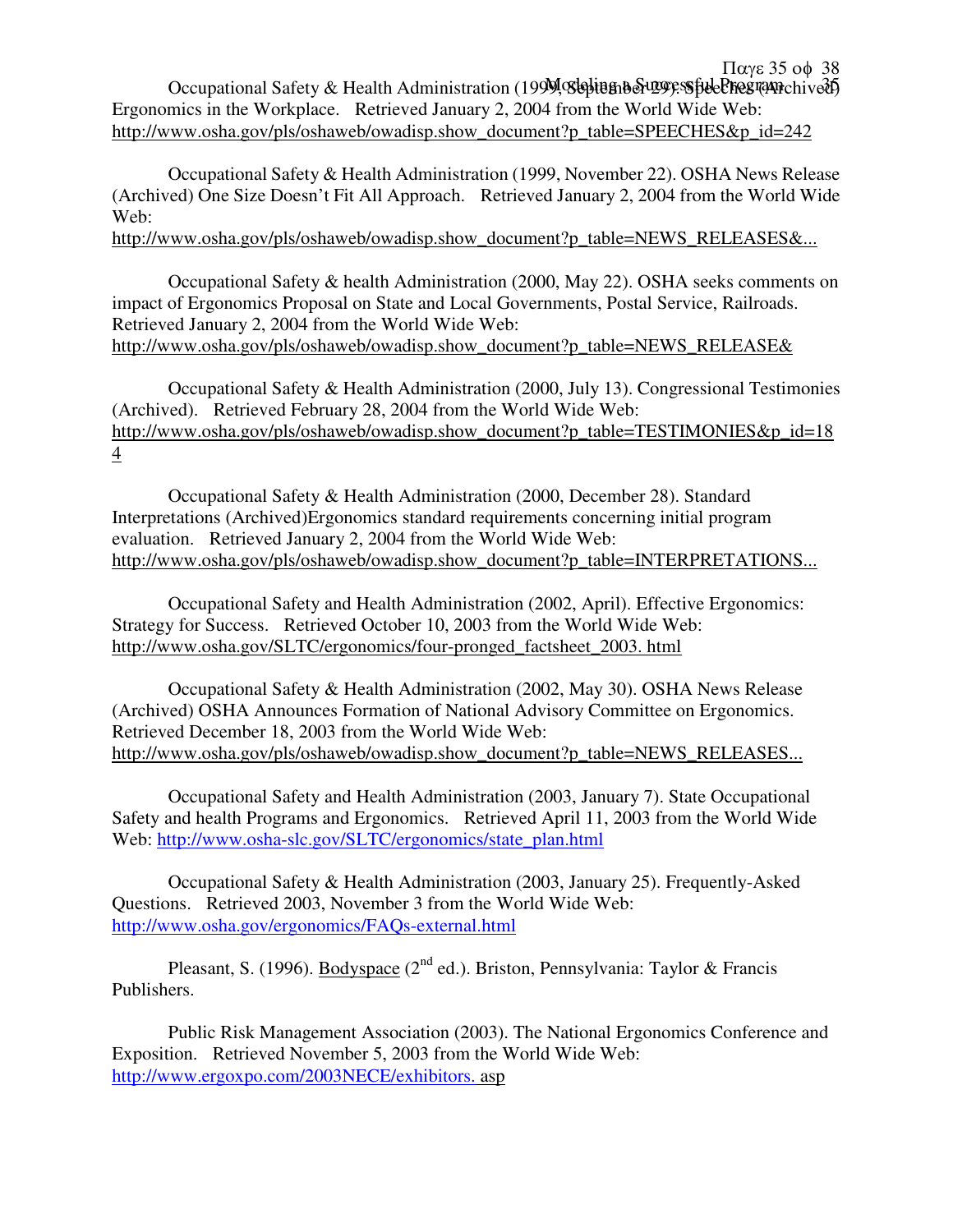Occupational Safety & Health Administration (1999, September 29). Speeches (Archived) Ergonomics in the Workplace. Retrieved January 2, 2004 from the World Wide Web: http://www.osha.gov/pls/oshaweb/owadisp.show_document?p_table=SPEECHES&p_id=242

Occupational Safety & Health Administration (1999, November 22). OSHA News Release (Archived) One Size Doesn't Fit All Approach. Retrieved January 2, 2004 from the World Wide Web:
http://www.osha.gov/pls/oshaweb/owadisp.show_document?p_table=NEWS_RELEASES&...

Occupational Safety & health Administration (2000, May 22). OSHA seeks comments on impact of Ergonomics Proposal on State and Local Governments, Postal Service, Railroads. Retrieved January 2, 2004 from the World Wide Web:
http://www.osha.gov/pls/oshaweb/owadisp.show_document?p_table=NEWS_RELEASE&

Occupational Safety & Health Administration (2000, July 13). Congressional Testimonies (Archived). Retrieved February 28, 2004 from the World Wide Web:
http://www.osha.gov/pls/oshaweb/owadisp.show_document?p_table=TESTIMONIES&p_id=184

Occupational Safety & Health Administration (2000, December 28). Standard Interpretations (Archived)Ergonomics standard requirements concerning initial program evaluation. Retrieved January 2, 2004 from the World Wide Web:
http://www.osha.gov/pls/oshaweb/owadisp.show_document?p_table=INTERPRETATIONS...

Occupational Safety and Health Administration (2002, April). Effective Ergonomics: Strategy for Success. Retrieved October 10, 2003 from the World Wide Web:
http://www.osha.gov/SLTC/ergonomics/four-pronged_factsheet_2003. html

Occupational Safety & Health Administration (2002, May 30). OSHA News Release (Archived) OSHA Announces Formation of National Advisory Committee on Ergonomics. Retrieved December 18, 2003 from the World Wide Web:
http://www.osha.gov/pls/oshaweb/owadisp.show_document?p_table=NEWS_RELEASES...

Occupational Safety and Health Administration (2003, January 7). State Occupational Safety and health Programs and Ergonomics. Retrieved April 11, 2003 from the World Wide Web: http://www.osha-slc.gov/SLTC/ergonomics/state_plan.html

Occupational Safety & Health Administration (2003, January 25). Frequently-Asked Questions. Retrieved 2003, November 3 from the World Wide Web:
http://www.osha.gov/ergonomics/FAQs-external.html

Pleasant, S. (1996). Bodyspace (2nd ed.). Briston, Pennsylvania: Taylor & Francis Publishers.

Public Risk Management Association (2003). The National Ergonomics Conference and Exposition. Retrieved November 5, 2003 from the World Wide Web:
http://www.ergoxpo.com/2003NECE/exhibitors. asp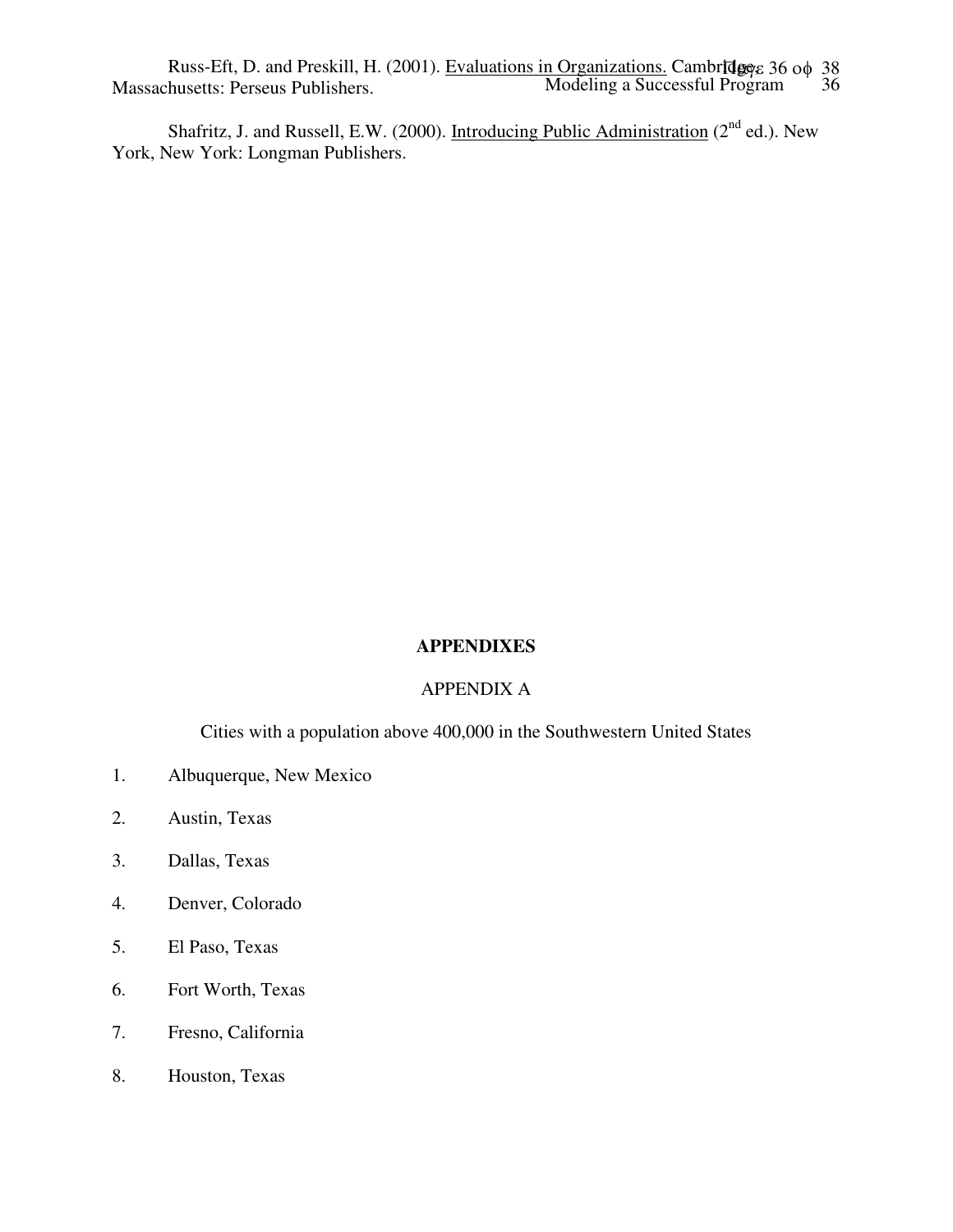Russ-Eft, D. and Preskill, H. (2001). Evaluations in Organizations. Cambridge, Massachusetts: Perseus Publishers.

Shafritz, J. and Russell, E.W. (2000). Introducing Public Administration (2nd ed.). New York, New York: Longman Publishers.

## APPENDIXES

### APPENDIX A

Cities with a population above 400,000 in the Southwestern United States

1. Albuquerque, New Mexico
2. Austin, Texas
3. Dallas, Texas
4. Denver, Colorado
5. El Paso, Texas
6. Fort Worth, Texas
7. Fresno, California
8. Houston, Texas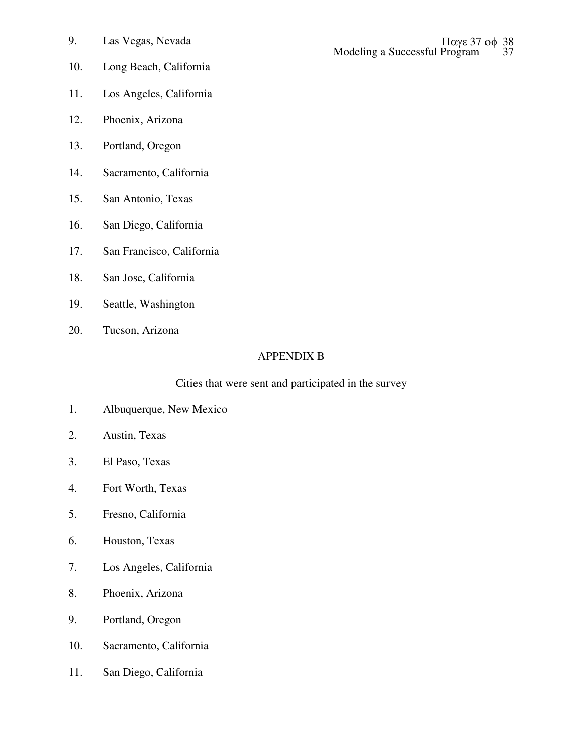9. Las Vegas, Nevada
10. Long Beach, California
11. Los Angeles, California
12. Phoenix, Arizona
13. Portland, Oregon
14. Sacramento, California
15. San Antonio, Texas
16. San Diego, California
17. San Francisco, California
18. San Jose, California
19. Seattle, Washington
20. Tucson, Arizona

## APPENDIX B

Cities that were sent and participated in the survey

1. Albuquerque, New Mexico
2. Austin, Texas
3. El Paso, Texas
4. Fort Worth, Texas
5. Fresno, California
6. Houston, Texas
7. Los Angeles, California
8. Phoenix, Arizona
9. Portland, Oregon
10. Sacramento, California
11. San Diego, California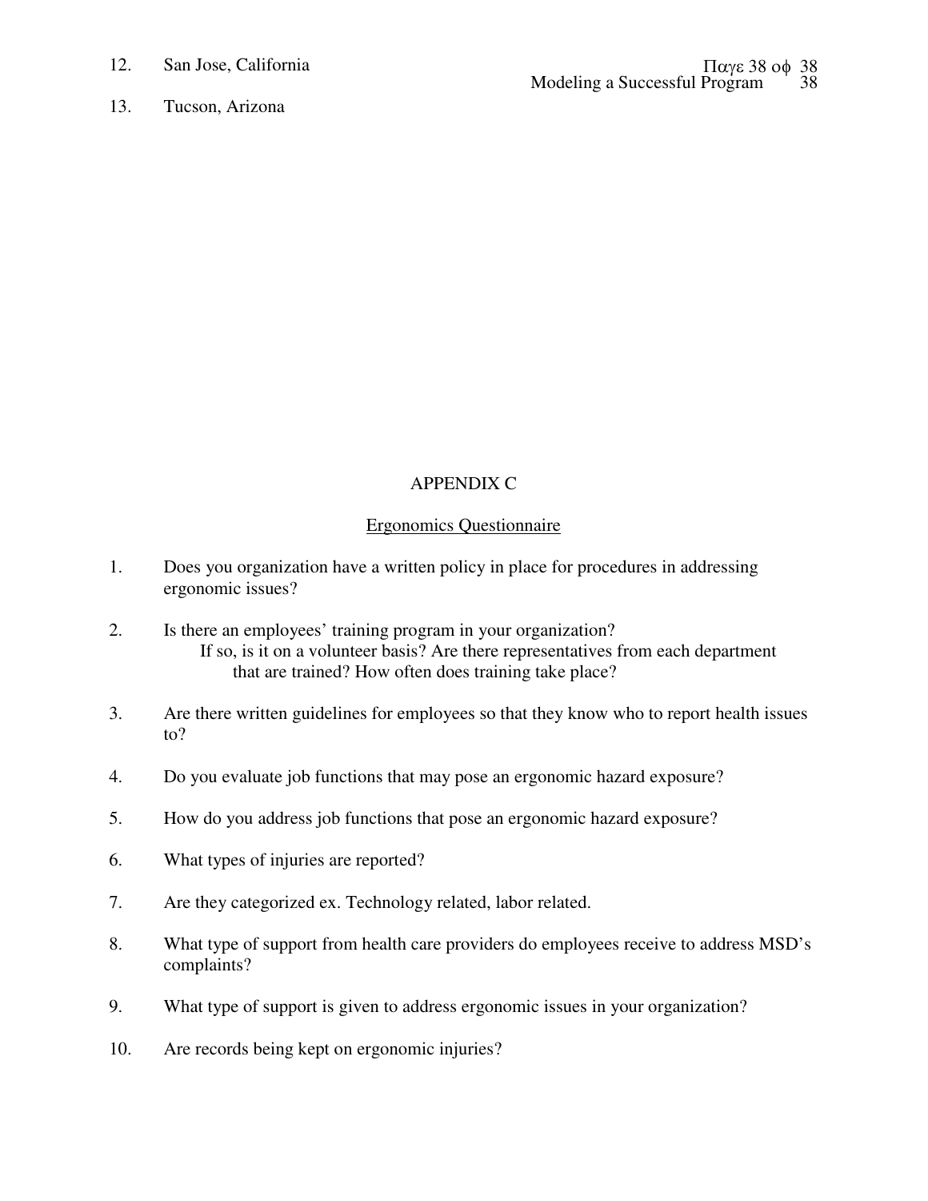12. San Jose, California

13. Tucson, Arizona

## APPENDIX C

### Ergonomics Questionnaire

1. Does you organization have a written policy in place for procedures in addressing ergonomic issues?

2. Is there an employees' training program in your organization?
   If so, is it on a volunteer basis? Are there representatives from each department that are trained? How often does training take place?

3. Are there written guidelines for employees so that they know who to report health issues to?

4. Do you evaluate job functions that may pose an ergonomic hazard exposure?

5. How do you address job functions that pose an ergonomic hazard exposure?

6. What types of injuries are reported?

7. Are they categorized ex. Technology related, labor related.

8. What type of support from health care providers do employees receive to address MSD's complaints?

9. What type of support is given to address ergonomic issues in your organization?

10. Are records being kept on ergonomic injuries?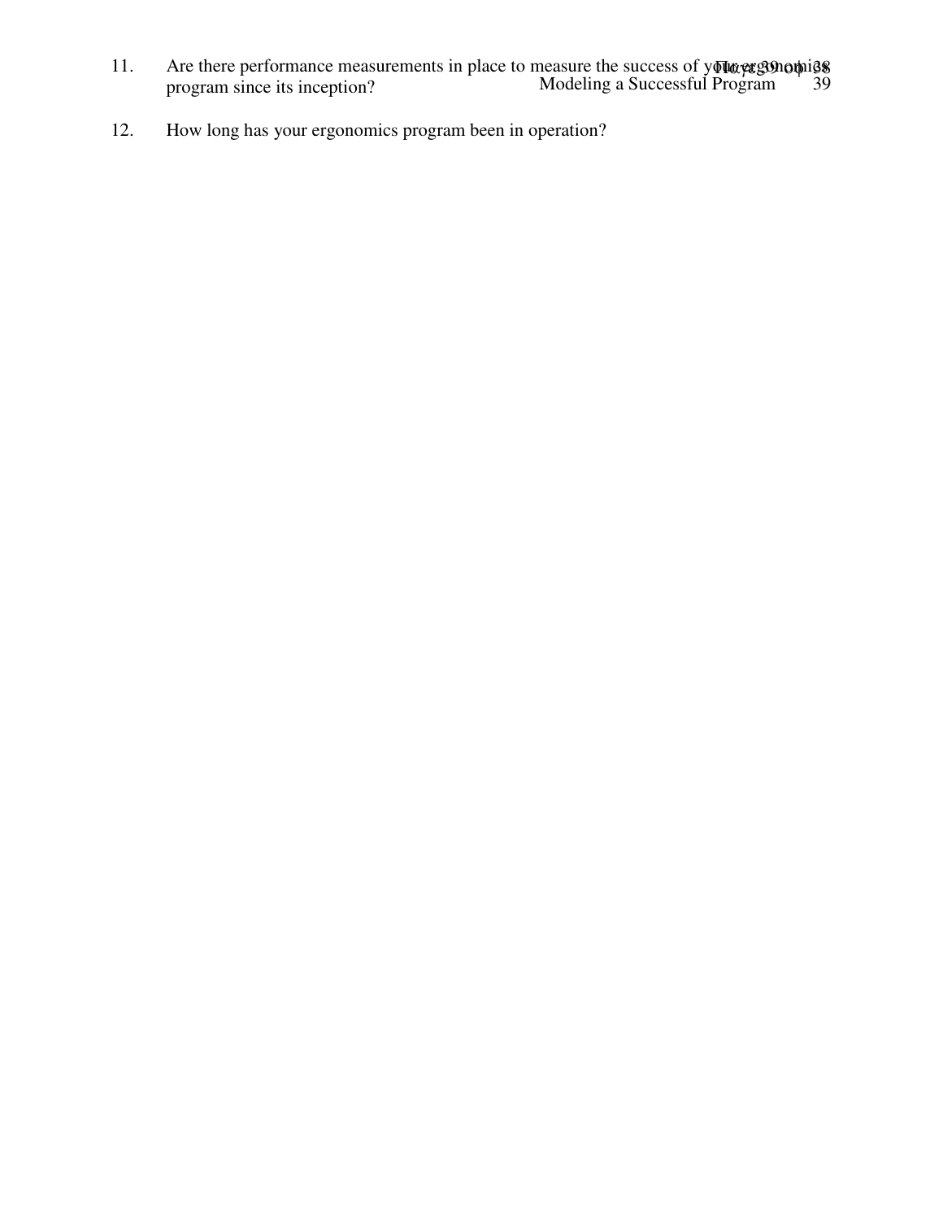11. Are there performance measurements in place to measure the success of your ergonomics program since its inception?

12. How long has your ergonomics program been in operation?